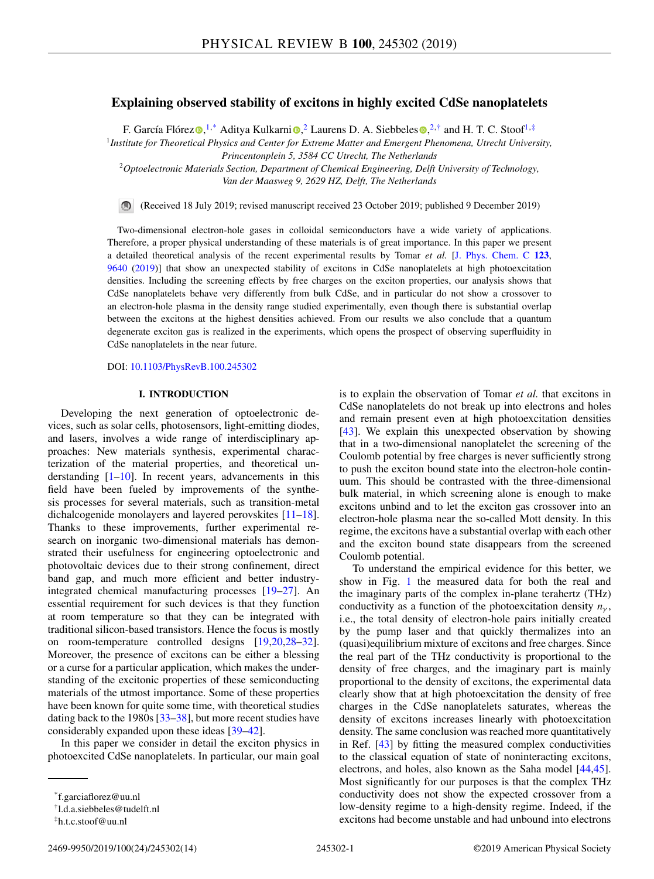# Explaining observed stability of excitons in highly excited CdSe nanoplatelets

F. García Flórez,[1,*] Aditya Kulkarni,[2] Laurens D. A. Siebbeles,[2,†] and H. T. C. Stoof[1,‡]

[1] *Institute for Theoretical Physics and Center for Extreme Matter and Emergent Phenomena, Utrecht University, Princentonplein 5, 3584 CC Utrecht, The Netherlands*

[2] *Optoelectronic Materials Section, Department of Chemical Engineering, Delft University of Technology, Van der Maasweg 9, 2629 HZ, Delft, The Netherlands*

(Received 18 July 2019; revised manuscript received 23 October 2019; published 9 December 2019)

Two-dimensional electron-hole gases in colloidal semiconductors have a wide variety of applications. Therefore, a proper physical understanding of these materials is of great importance. In this paper we present a detailed theoretical analysis of the recent experimental results by Tomar *et al.* [J. Phys. Chem. C **123**, 9640 (2019)] that show an unexpected stability of excitons in CdSe nanoplatelets at high photoexcitation densities. Including the screening effects by free charges on the exciton properties, our analysis shows that CdSe nanoplatelets behave very differently from bulk CdSe, and in particular do not show a crossover to an electron-hole plasma in the density range studied experimentally, even though there is substantial overlap between the excitons at the highest densities achieved. From our results we also conclude that a quantum degenerate exciton gas is realized in the experiments, which opens the prospect of observing superfluidity in CdSe nanoplatelets in the near future.

DOI: 10.1103/PhysRevB.100.245302

## I. INTRODUCTION

Developing the next generation of optoelectronic devices, such as solar cells, photosensors, light-emitting diodes, and lasers, involves a wide range of interdisciplinary approaches: New materials synthesis, experimental characterization of the material properties, and theoretical understanding [1–10]. In recent years, advancements in this field have been fueled by improvements of the synthesis processes for several materials, such as transition-metal dichalcogenide monolayers and layered perovskites [11–18]. Thanks to these improvements, further experimental research on inorganic two-dimensional materials has demonstrated their usefulness for engineering optoelectronic and photovoltaic devices due to their strong confinement, direct band gap, and much more efficient and better industry-integrated chemical manufacturing processes [19–27]. An essential requirement for such devices is that they function at room temperature so that they can be integrated with traditional silicon-based transistors. Hence the focus is mostly on room-temperature controlled designs [19,20,28–32]. Moreover, the presence of excitons can be either a blessing or a curse for a particular application, which makes the understanding of the excitonic properties of these semiconducting materials of the utmost importance. Some of these properties have been known for quite some time, with theoretical studies dating back to the 1980s [33–38], but more recent studies have considerably expanded upon these ideas [39–42].

In this paper we consider in detail the exciton physics in photoexcited CdSe nanoplatelets. In particular, our main goal is to explain the observation of Tomar *et al.* that excitons in CdSe nanoplatelets do not break up into electrons and holes and remain present even at high photoexcitation densities [43]. We explain this unexpected observation by showing that in a two-dimensional nanoplatelet the screening of the Coulomb potential by free charges is never sufficiently strong to push the exciton bound state into the electron-hole continuum. This should be contrasted with the three-dimensional bulk material, in which screening alone is enough to make excitons unbind and to let the exciton gas crossover into an electron-hole plasma near the so-called Mott density. In this regime, the excitons have a substantial overlap with each other and the exciton bound state disappears from the screened Coulomb potential.

To understand the empirical evidence for this better, we show in Fig. 1 the measured data for both the real and the imaginary parts of the complex in-plane terahertz (THz) conductivity as a function of the photoexcitation density $n_\gamma$, i.e., the total density of electron-hole pairs initially created by the pump laser and that quickly thermalizes into an (quasi)equilibrium mixture of excitons and free charges. Since the real part of the THz conductivity is proportional to the density of free charges, and the imaginary part is mainly proportional to the density of excitons, the experimental data clearly show that at high photoexcitation the density of free charges in the CdSe nanoplatelets saturates, whereas the density of excitons increases linearly with photoexcitation density. The same conclusion was reached more quantitatively in Ref. [43] by fitting the measured complex conductivities to the classical equation of state of noninteracting excitons, electrons, and holes, also known as the Saha model [44,45]. Most significantly for our purposes is that the complex THz conductivity does not show the expected crossover from a low-density regime to a high-density regime. Indeed, if the excitons had become unstable and had unbound into electrons

---

*f.garciaflorez@uu.nl

†l.d.a.siebbeles@tudelft.nl

‡h.t.c.stoof@uu.nl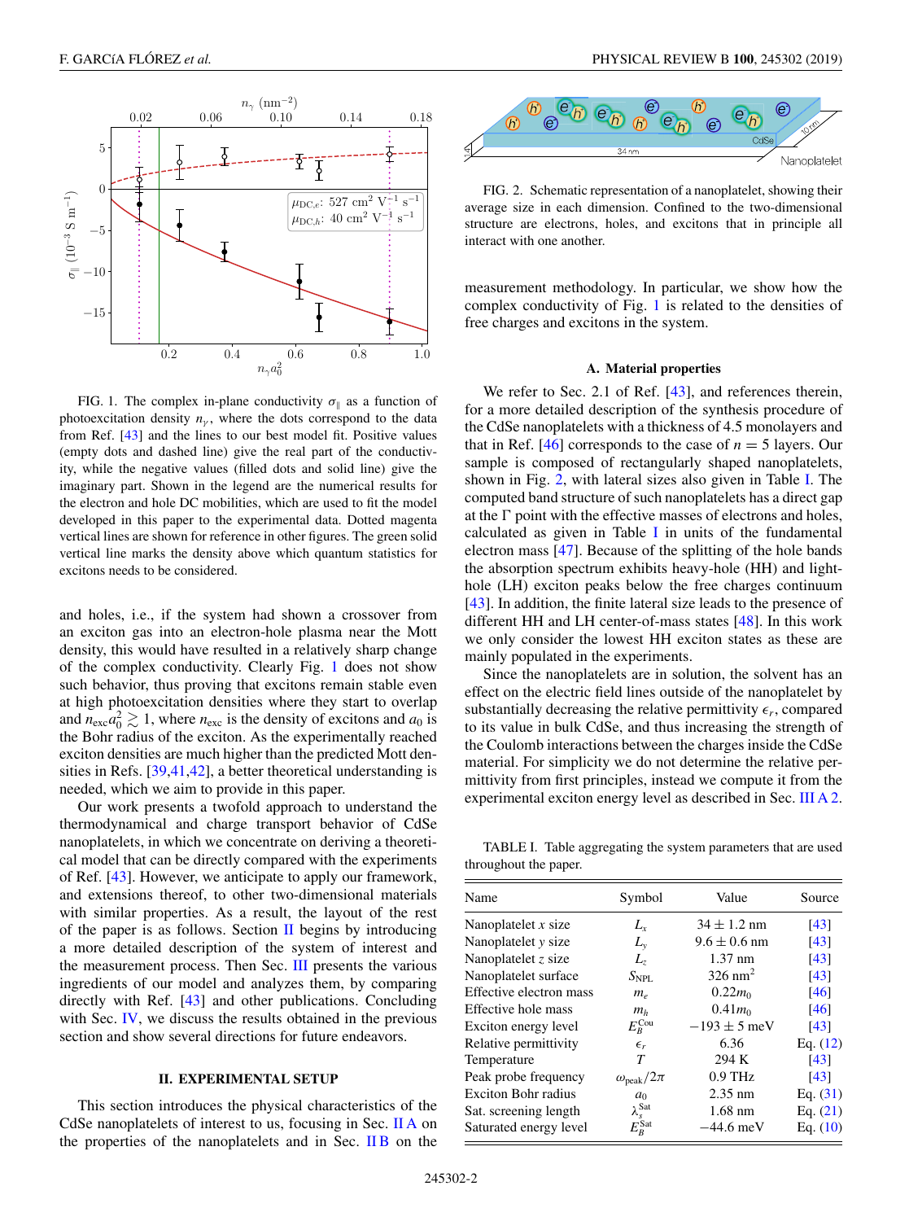FIG. 1. The complex in-plane conductivity $\sigma_\parallel$ as a function of photoexcitation density $n_\gamma$, where the dots correspond to the data from Ref. [43] and the lines to our best model fit. Positive values (empty dots and dashed line) give the real part of the conductivity, while the negative values (filled dots and solid line) give the imaginary part. Shown in the legend are the numerical results for the electron and hole DC mobilities, which are used to fit the model developed in this paper to the experimental data. Dotted magenta vertical lines are shown for reference in other figures. The green solid vertical line marks the density above which quantum statistics for excitons needs to be considered.

and holes, i.e., if the system had shown a crossover from an exciton gas into an electron-hole plasma near the Mott density, this would have resulted in a relatively sharp change of the complex conductivity. Clearly Fig. 1 does not show such behavior, thus proving that excitons remain stable even at high photoexcitation densities where they start to overlap and $n_{\mathrm{exc}}a_0^2 \gtrsim 1$, where $n_{\mathrm{exc}}$ is the density of excitons and $a_0$ is the Bohr radius of the exciton. As the experimentally reached exciton densities are much higher than the predicted Mott densities in Refs. [39,41,42], a better theoretical understanding is needed, which we aim to provide in this paper.

Our work presents a twofold approach to understand the thermodynamical and charge transport behavior of CdSe nanoplatelets, in which we concentrate on deriving a theoretical model that can be directly compared with the experiments of Ref. [43]. However, we anticipate to apply our framework, and extensions thereof, to other two-dimensional materials with similar properties. As a result, the layout of the rest of the paper is as follows. Section II begins by introducing a more detailed description of the system of interest and the measurement process. Then Sec. III presents the various ingredients of our model and analyzes them, by comparing directly with Ref. [43] and other publications. Concluding with Sec. IV, we discuss the results obtained in the previous section and show several directions for future endeavors.

## II. EXPERIMENTAL SETUP

This section introduces the physical characteristics of the CdSe nanoplatelets of interest to us, focusing in Sec. II A on the properties of the nanoplatelets and in Sec. II B on the measurement methodology. In particular, we show how the complex conductivity of Fig. 1 is related to the densities of free charges and excitons in the system.

FIG. 2. Schematic representation of a nanoplatelet, showing their average size in each dimension. Confined to the two-dimensional structure are electrons, holes, and excitons that in principle all interact with one another.

### A. Material properties

We refer to Sec. 2.1 of Ref. [43], and references therein, for a more detailed description of the synthesis procedure of the CdSe nanoplatelets with a thickness of 4.5 monolayers and that in Ref. [46] corresponds to the case of $n = 5$ layers. Our sample is composed of rectangularly shaped nanoplatelets, shown in Fig. 2, with lateral sizes also given in Table I. The computed band structure of such nanoplatelets has a direct gap at the $\Gamma$ point with the effective masses of electrons and holes, calculated as given in Table I in units of the fundamental electron mass [47]. Because of the splitting of the hole bands the absorption spectrum exhibits heavy-hole (HH) and light-hole (LH) exciton peaks below the free charges continuum [43]. In addition, the finite lateral size leads to the presence of different HH and LH center-of-mass states [48]. In this work we only consider the lowest HH exciton states as these are mainly populated in the experiments.

Since the nanoplatelets are in solution, the solvent has an effect on the electric field lines outside of the nanoplatelet by substantially decreasing the relative permittivity $\epsilon_r$, compared to its value in bulk CdSe, and thus increasing the strength of the Coulomb interactions between the charges inside the CdSe material. For simplicity we do not determine the relative permittivity from first principles, instead we compute it from the experimental exciton energy level as described in Sec. III A 2.

TABLE I. Table aggregating the system parameters that are used throughout the paper.

| Name | Symbol | Value | Source |
|---|---|---|---|
| Nanoplatelet $x$ size | $L_x$ | $34 \pm 1.2$ nm | [43] |
| Nanoplatelet $y$ size | $L_y$ | $9.6 \pm 0.6$ nm | [43] |
| Nanoplatelet $z$ size | $L_z$ | 1.37 nm | [43] |
| Nanoplatelet surface | $S_{\mathrm{NPL}}$ | 326 nm$^2$ | [43] |
| Effective electron mass | $m_e$ | $0.22m_0$ | [46] |
| Effective hole mass | $m_h$ | $0.41m_0$ | [46] |
| Exciton energy level | $E_B^{\mathrm{Cou}}$ | $-193 \pm 5$ meV | [43] |
| Relative permittivity | $\epsilon_r$ | 6.36 | Eq. (12) |
| Temperature | $T$ | 294 K | [43] |
| Peak probe frequency | $\omega_{\mathrm{peak}}/2\pi$ | 0.9 THz | [43] |
| Exciton Bohr radius | $a_0$ | 2.35 nm | Eq. (31) |
| Sat. screening length | $\lambda_s^{\mathrm{Sat}}$ | 1.68 nm | Eq. (21) |
| Saturated energy level | $E_B^{\mathrm{Sat}}$ | $-44.6$ meV | Eq. (10) |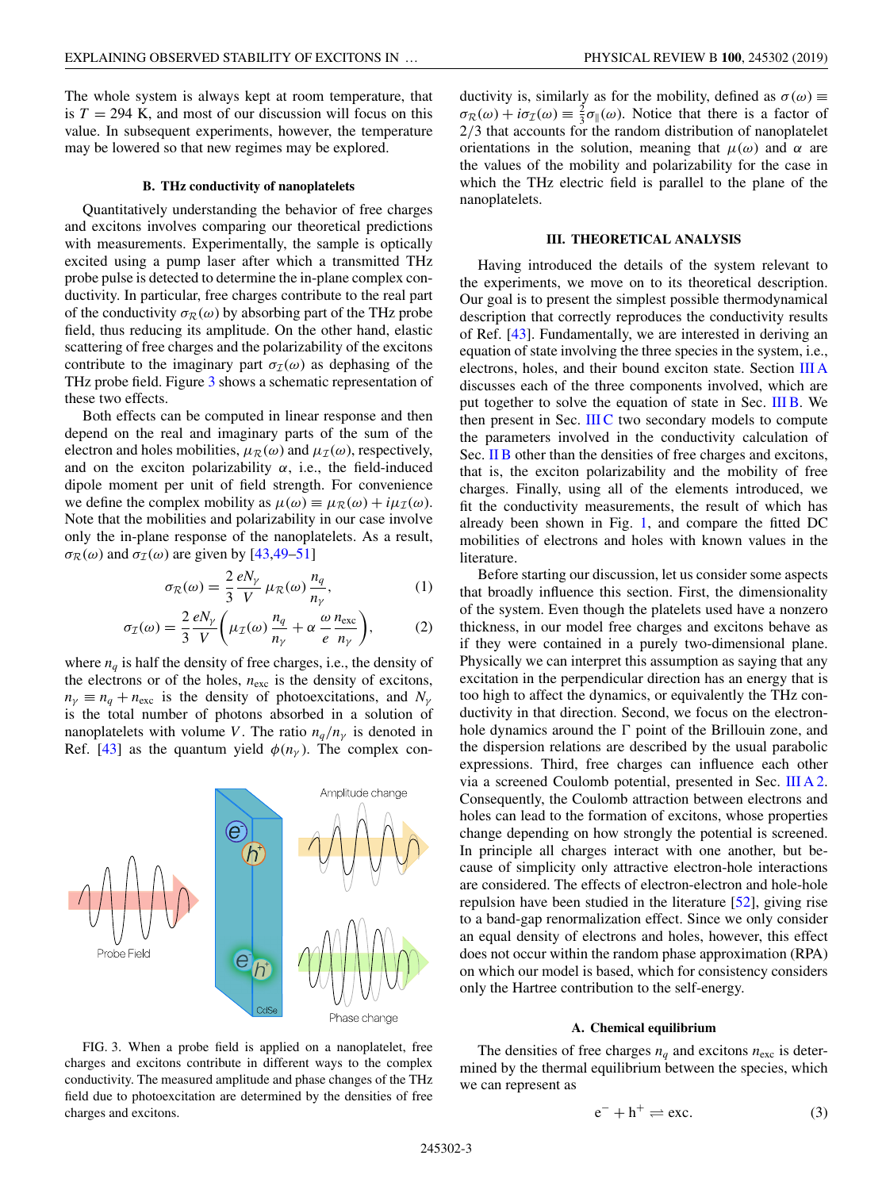The whole system is always kept at room temperature, that is $T = 294$ K, and most of our discussion will focus on this value. In subsequent experiments, however, the temperature may be lowered so that new regimes may be explored.

### B. THz conductivity of nanoplatelets

Quantitatively understanding the behavior of free charges and excitons involves comparing our theoretical predictions with measurements. Experimentally, the sample is optically excited using a pump laser after which a transmitted THz probe pulse is detected to determine the in-plane complex conductivity. In particular, free charges contribute to the real part of the conductivity $\sigma_{\mathcal{R}}(\omega)$ by absorbing part of the THz probe field, thus reducing its amplitude. On the other hand, elastic scattering of free charges and the polarizability of the excitons contribute to the imaginary part $\sigma_{\mathcal{I}}(\omega)$ as dephasing of the THz probe field. Figure 3 shows a schematic representation of these two effects.

Both effects can be computed in linear response and then depend on the real and imaginary parts of the sum of the electron and holes mobilities, $\mu_{\mathcal{R}}(\omega)$ and $\mu_{\mathcal{I}}(\omega)$, respectively, and on the exciton polarizability $\alpha$, i.e., the field-induced dipole moment per unit of field strength. For convenience we define the complex mobility as $\mu(\omega) \equiv \mu_{\mathcal{R}}(\omega) + i\mu_{\mathcal{I}}(\omega)$. Note that the mobilities and polarizability in our case involve only the in-plane response of the nanoplatelets. As a result, $\sigma_{\mathcal{R}}(\omega)$ and $\sigma_{\mathcal{I}}(\omega)$ are given by [43,49–51]

$$\sigma_{\mathcal{R}}(\omega) = \frac{2}{3}\frac{eN_\gamma}{V}\,\mu_{\mathcal{R}}(\omega)\,\frac{n_q}{n_\gamma}, \tag{1}$$

$$\sigma_{\mathcal{I}}(\omega) = \frac{2}{3}\frac{eN_\gamma}{V}\left(\mu_{\mathcal{I}}(\omega)\,\frac{n_q}{n_\gamma} + \alpha\,\frac{\omega}{e}\frac{n_{\text{exc}}}{n_\gamma}\right), \tag{2}$$

where $n_q$ is half the density of free charges, i.e., the density of the electrons or of the holes, $n_{\text{exc}}$ is the density of excitons, $n_\gamma \equiv n_q + n_{\text{exc}}$ is the density of photoexcitations, and $N_\gamma$ is the total number of photons absorbed in a solution of nanoplatelets with volume $V$. The ratio $n_q/n_\gamma$ is denoted in Ref. [43] as the quantum yield $\phi(n_\gamma)$. The complex conductivity is, similarly as for the mobility, defined as $\sigma(\omega) \equiv \sigma_{\mathcal{R}}(\omega) + i\sigma_{\mathcal{I}}(\omega) \equiv \frac{2}{3}\sigma_\parallel(\omega)$. Notice that there is a factor of 2/3 that accounts for the random distribution of nanoplatelet orientations in the solution, meaning that $\mu(\omega)$ and $\alpha$ are the values of the mobility and polarizability for the case in which the THz electric field is parallel to the plane of the nanoplatelets.

FIG. 3. When a probe field is applied on a nanoplatelet, free charges and excitons contribute in different ways to the complex conductivity. The measured amplitude and phase changes of the THz field due to photoexcitation are determined by the densities of free charges and excitons.

## III. THEORETICAL ANALYSIS

Having introduced the details of the system relevant to the experiments, we move on to its theoretical description. Our goal is to present the simplest possible thermodynamical description that correctly reproduces the conductivity results of Ref. [43]. Fundamentally, we are interested in deriving an equation of state involving the three species in the system, i.e., electrons, holes, and their bound exciton state. Section III A discusses each of the three components involved, which are put together to solve the equation of state in Sec. III B. We then present in Sec. III C two secondary models to compute the parameters involved in the conductivity calculation of Sec. II B other than the densities of free charges and excitons, that is, the exciton polarizability and the mobility of free charges. Finally, using all of the elements introduced, we fit the conductivity measurements, the result of which has already been shown in Fig. 1, and compare the fitted DC mobilities of electrons and holes with known values in the literature.

Before starting our discussion, let us consider some aspects that broadly influence this section. First, the dimensionality of the system. Even though the platelets used have a nonzero thickness, in our model free charges and excitons behave as if they were contained in a purely two-dimensional plane. Physically we can interpret this assumption as saying that any excitation in the perpendicular direction has an energy that is too high to affect the dynamics, or equivalently the THz conductivity in that direction. Second, we focus on the electron-hole dynamics around the Γ point of the Brillouin zone, and the dispersion relations are described by the usual parabolic expressions. Third, free charges can influence each other via a screened Coulomb potential, presented in Sec. III A 2. Consequently, the Coulomb attraction between electrons and holes can lead to the formation of excitons, whose properties change depending on how strongly the potential is screened. In principle all charges interact with one another, but because of simplicity only attractive electron-hole interactions are considered. The effects of electron-electron and hole-hole repulsion have been studied in the literature [52], giving rise to a band-gap renormalization effect. Since we only consider an equal density of electrons and holes, however, this effect does not occur within the random phase approximation (RPA) on which our model is based, which for consistency considers only the Hartree contribution to the self-energy.

### A. Chemical equilibrium

The densities of free charges $n_q$ and excitons $n_{\text{exc}}$ is determined by the thermal equilibrium between the species, which we can represent as

$$\text{e}^- + \text{h}^+ \rightleftharpoons \text{exc}. \tag{3}$$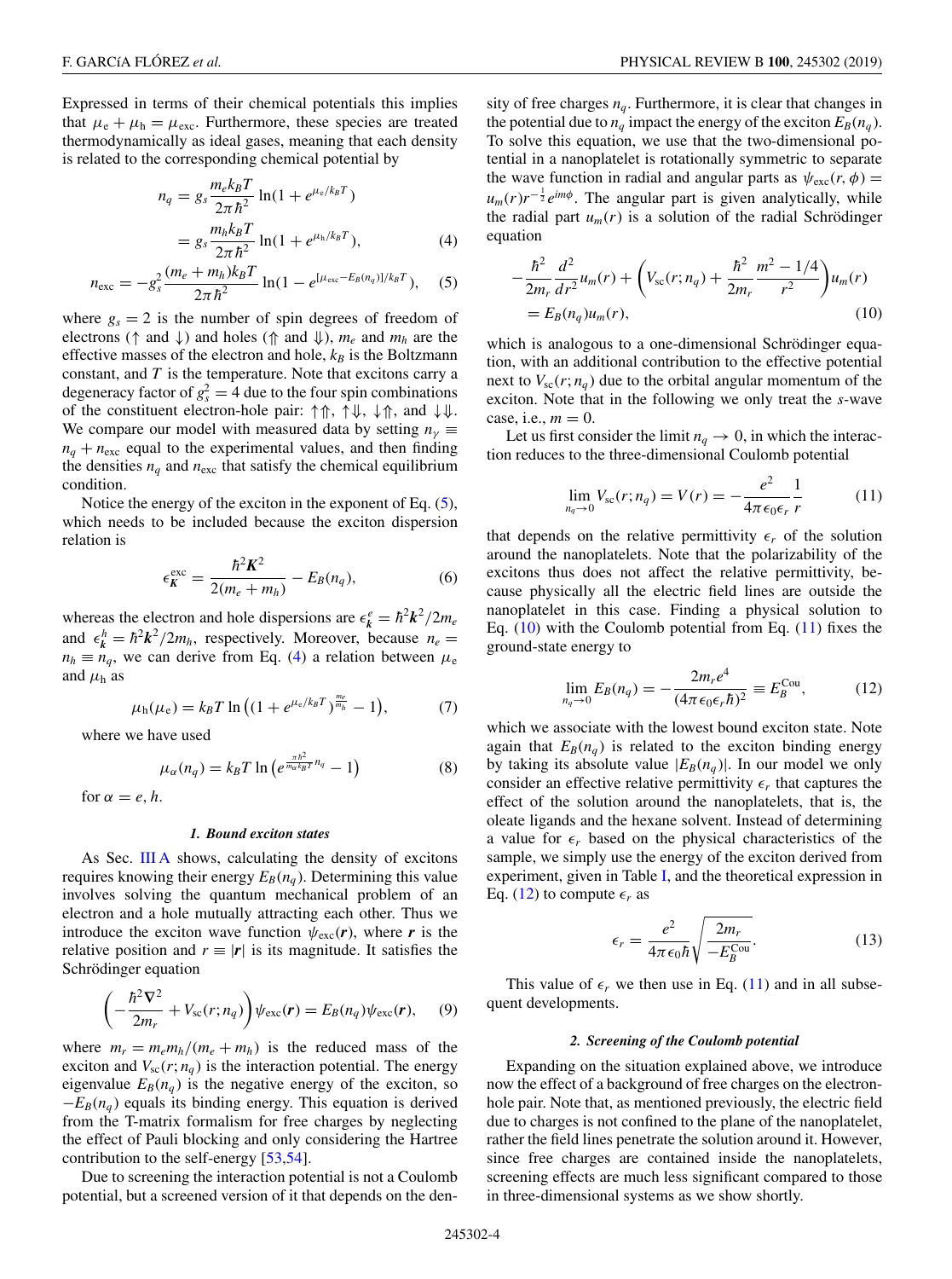Expressed in terms of their chemical potentials this implies that $\mu_e + \mu_h = \mu_{exc}$. Furthermore, these species are treated thermodynamically as ideal gases, meaning that each density is related to the corresponding chemical potential by

$$n_q = g_s \frac{m_e k_B T}{2\pi\hbar^2} \ln(1 + e^{\mu_e/k_B T})$$
$$= g_s \frac{m_h k_B T}{2\pi\hbar^2} \ln(1 + e^{\mu_h/k_B T}), \tag{4}$$

$$n_{exc} = -g_s^2 \frac{(m_e + m_h) k_B T}{2\pi\hbar^2} \ln(1 - e^{[\mu_{exc} - E_B(n_q)]/k_B T}), \tag{5}$$

where $g_s = 2$ is the number of spin degrees of freedom of electrons ($\uparrow$ and $\downarrow$) and holes ($\Uparrow$ and $\Downarrow$), $m_e$ and $m_h$ are the effective masses of the electron and hole, $k_B$ is the Boltzmann constant, and $T$ is the temperature. Note that excitons carry a degeneracy factor of $g_s^2 = 4$ due to the four spin combinations of the constituent electron-hole pair: $\uparrow\Uparrow$, $\uparrow\Downarrow$, $\downarrow\Uparrow$, and $\downarrow\Downarrow$. We compare our model with measured data by setting $n_\gamma \equiv n_q + n_{exc}$ equal to the experimental values, and then finding the densities $n_q$ and $n_{exc}$ that satisfy the chemical equilibrium condition.

Notice the energy of the exciton in the exponent of Eq. (5), which needs to be included because the exciton dispersion relation is

$$\epsilon_{\boldsymbol{K}}^{exc} = \frac{\hbar^2 \boldsymbol{K}^2}{2(m_e + m_h)} - E_B(n_q), \tag{6}$$

whereas the electron and hole dispersions are $\epsilon_{\boldsymbol{k}}^{e} = \hbar^2 \boldsymbol{k}^2 / 2m_e$ and $\epsilon_{\boldsymbol{k}}^{h} = \hbar^2 \boldsymbol{k}^2 / 2m_h$, respectively. Moreover, because $n_e = n_h \equiv n_q$, we can derive from Eq. (4) a relation between $\mu_e$ and $\mu_h$ as

$$\mu_h(\mu_e) = k_B T \ln\left((1 + e^{\mu_e/k_B T})^{\frac{m_e}{m_h}} - 1\right), \tag{7}$$

where we have used

$$\mu_\alpha(n_q) = k_B T \ln\left(e^{\frac{\pi\hbar^2}{m_\alpha k_B T} n_q} - 1\right) \tag{8}$$

for $\alpha = e, h$.

#### *1. Bound exciton states*

As Sec. III A shows, calculating the density of excitons requires knowing their energy $E_B(n_q)$. Determining this value involves solving the quantum mechanical problem of an electron and a hole mutually attracting each other. Thus we introduce the exciton wave function $\psi_{exc}(\boldsymbol{r})$, where $\boldsymbol{r}$ is the relative position and $r \equiv |\boldsymbol{r}|$ is its magnitude. It satisfies the Schrödinger equation

$$\left(-\frac{\hbar^2 \nabla^2}{2m_r} + V_{sc}(r; n_q)\right)\psi_{exc}(\boldsymbol{r}) = E_B(n_q)\psi_{exc}(\boldsymbol{r}), \tag{9}$$

where $m_r = m_e m_h/(m_e + m_h)$ is the reduced mass of the exciton and $V_{sc}(r; n_q)$ is the interaction potential. The energy eigenvalue $E_B(n_q)$ is the negative energy of the exciton, so $-E_B(n_q)$ equals its binding energy. This equation is derived from the T-matrix formalism for free charges by neglecting the effect of Pauli blocking and only considering the Hartree contribution to the self-energy [53,54].

Due to screening the interaction potential is not a Coulomb potential, but a screened version of it that depends on the density of free charges $n_q$. Furthermore, it is clear that changes in the potential due to $n_q$ impact the energy of the exciton $E_B(n_q)$. To solve this equation, we use that the two-dimensional potential in a nanoplatelet is rotationally symmetric to separate the wave function in radial and angular parts as $\psi_{exc}(r, \phi) = u_m(r) r^{-\frac{1}{2}} e^{im\phi}$. The angular part is given analytically, while the radial part $u_m(r)$ is a solution of the radial Schrödinger equation

$$-\frac{\hbar^2}{2m_r}\frac{d^2}{dr^2}u_m(r) + \left(V_{sc}(r; n_q) + \frac{\hbar^2}{2m_r}\frac{m^2 - 1/4}{r^2}\right)u_m(r)$$
$$= E_B(n_q) u_m(r), \tag{10}$$

which is analogous to a one-dimensional Schrödinger equation, with an additional contribution to the effective potential next to $V_{sc}(r; n_q)$ due to the orbital angular momentum of the exciton. Note that in the following we only treat the *s*-wave case, i.e., $m = 0$.

Let us first consider the limit $n_q \to 0$, in which the interaction reduces to the three-dimensional Coulomb potential

$$\lim_{n_q \to 0} V_{sc}(r; n_q) = V(r) = -\frac{e^2}{4\pi\epsilon_0\epsilon_r}\frac{1}{r} \tag{11}$$

that depends on the relative permittivity $\epsilon_r$ of the solution around the nanoplatelets. Note that the polarizability of the excitons thus does not affect the relative permittivity, because physically all the electric field lines are outside the nanoplatelet in this case. Finding a physical solution to Eq. (10) with the Coulomb potential from Eq. (11) fixes the ground-state energy to

$$\lim_{n_q \to 0} E_B(n_q) = -\frac{2m_r e^4}{(4\pi\epsilon_0\epsilon_r\hbar)^2} \equiv E_B^{Cou}, \tag{12}$$

which we associate with the lowest bound exciton state. Note again that $E_B(n_q)$ is related to the exciton binding energy by taking its absolute value $|E_B(n_q)|$. In our model we only consider an effective relative permittivity $\epsilon_r$ that captures the effect of the solution around the nanoplatelets, that is, the oleate ligands and the hexane solvent. Instead of determining a value for $\epsilon_r$ based on the physical characteristics of the sample, we simply use the energy of the exciton derived from experiment, given in Table I, and the theoretical expression in Eq. (12) to compute $\epsilon_r$ as

$$\epsilon_r = \frac{e^2}{4\pi\epsilon_0\hbar}\sqrt{\frac{2m_r}{-E_B^{Cou}}}. \tag{13}$$

This value of $\epsilon_r$ we then use in Eq. (11) and in all subsequent developments.

#### *2. Screening of the Coulomb potential*

Expanding on the situation explained above, we introduce now the effect of a background of free charges on the electron-hole pair. Note that, as mentioned previously, the electric field due to charges is not confined to the plane of the nanoplatelet, rather the field lines penetrate the solution around it. However, since free charges are contained inside the nanoplatelets, screening effects are much less significant compared to those in three-dimensional systems as we show shortly.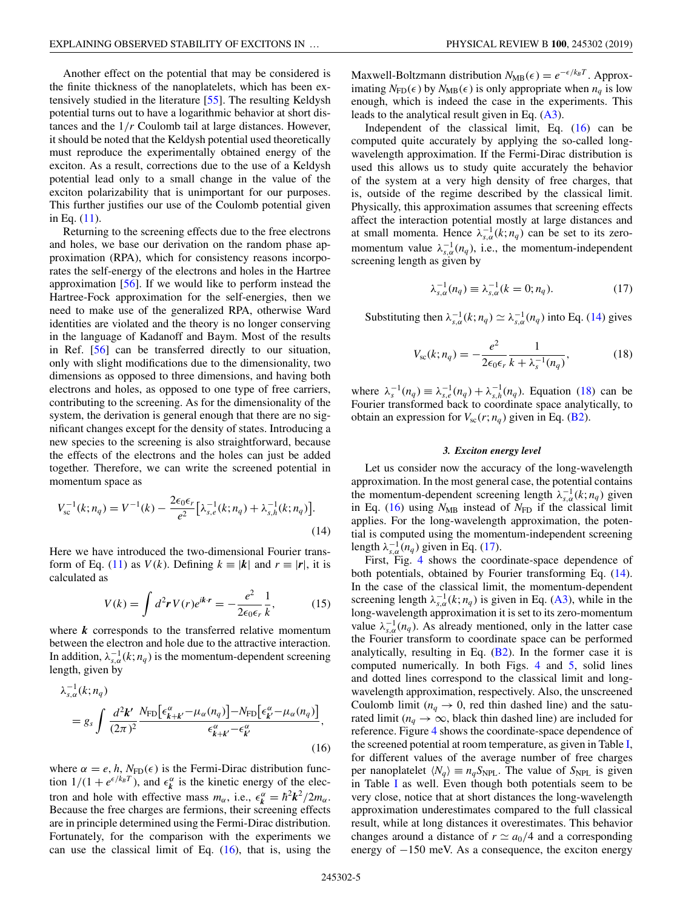Another effect on the potential that may be considered is the finite thickness of the nanoplatelets, which has been extensively studied in the literature [55]. The resulting Keldysh potential turns out to have a logarithmic behavior at short distances and the $1/r$ Coulomb tail at large distances. However, it should be noted that the Keldysh potential used theoretically must reproduce the experimentally obtained energy of the exciton. As a result, corrections due to the use of a Keldysh potential lead only to a small change in the value of the exciton polarizability that is unimportant for our purposes. This further justifies our use of the Coulomb potential given in Eq. (11).

Returning to the screening effects due to the free electrons and holes, we base our derivation on the random phase approximation (RPA), which for consistency reasons incorporates the self-energy of the electrons and holes in the Hartree approximation [56]. If we would like to perform instead the Hartree-Fock approximation for the self-energies, then we need to make use of the generalized RPA, otherwise Ward identities are violated and the theory is no longer conserving in the language of Kadanoff and Baym. Most of the results in Ref. [56] can be transferred directly to our situation, only with slight modifications due to the dimensionality, two dimensions as opposed to three dimensions, and having both electrons and holes, as opposed to one type of free carriers, contributing to the screening. As for the dimensionality of the system, the derivation is general enough that there are no significant changes except for the density of states. Introducing a new species to the screening is also straightforward, because the effects of the electrons and the holes can just be added together. Therefore, we can write the screened potential in momentum space as

$$V_{\text{sc}}^{-1}(k;n_q) = V^{-1}(k) - \frac{2\epsilon_0\epsilon_r}{e^2}\big[\lambda_{s,e}^{-1}(k;n_q) + \lambda_{s,h}^{-1}(k;n_q)\big]. \tag{14}$$

Here we have introduced the two-dimensional Fourier transform of Eq. (11) as $V(k)$. Defining $k \equiv |\boldsymbol{k}|$ and $r \equiv |\boldsymbol{r}|$, it is calculated as

$$V(k) = \int d^2\boldsymbol{r}\, V(r) e^{i\boldsymbol{k}\cdot\boldsymbol{r}} = -\frac{e^2}{2\epsilon_0\epsilon_r}\frac{1}{k}, \tag{15}$$

where $\boldsymbol{k}$ corresponds to the transferred relative momentum between the electron and hole due to the attractive interaction. In addition, $\lambda_{s,\alpha}^{-1}(k;n_q)$ is the momentum-dependent screening length, given by

$$\lambda_{s,\alpha}^{-1}(k;n_q) = g_s \int \frac{d^2\boldsymbol{k}'}{(2\pi)^2} \frac{N_{\text{FD}}\big[\epsilon^{\alpha}_{\boldsymbol{k}+\boldsymbol{k}'} - \mu_\alpha(n_q)\big] - N_{\text{FD}}\big[\epsilon^{\alpha}_{\boldsymbol{k}'} - \mu_\alpha(n_q)\big]}{\epsilon^{\alpha}_{\boldsymbol{k}+\boldsymbol{k}'} - \epsilon^{\alpha}_{\boldsymbol{k}'}}, \tag{16}$$

where $\alpha = e, h$, $N_{\text{FD}}(\epsilon)$ is the Fermi-Dirac distribution function $1/(1 + e^{\epsilon/k_BT})$, and $\epsilon^{\alpha}_{\boldsymbol{k}}$ is the kinetic energy of the electron and hole with effective mass $m_\alpha$, i.e., $\epsilon^{\alpha}_{\boldsymbol{k}} = \hbar^2\boldsymbol{k}^2/2m_\alpha$. Because the free charges are fermions, their screening effects are in principle determined using the Fermi-Dirac distribution. Fortunately, for the comparison with the experiments we can use the classical limit of Eq. (16), that is, using the Maxwell-Boltzmann distribution $N_{\text{MB}}(\epsilon) = e^{-\epsilon/k_BT}$. Approximating $N_{\text{FD}}(\epsilon)$ by $N_{\text{MB}}(\epsilon)$ is only appropriate when $n_q$ is low enough, which is indeed the case in the experiments. This leads to the analytical result given in Eq. (A3).

Independent of the classical limit, Eq. (16) can be computed quite accurately by applying the so-called long-wavelength approximation. If the Fermi-Dirac distribution is used this allows us to study quite accurately the behavior of the system at a very high density of free charges, that is, outside of the regime described by the classical limit. Physically, this approximation assumes that screening effects affect the interaction potential mostly at large distances and at small momenta. Hence $\lambda_{s,\alpha}^{-1}(k;n_q)$ can be set to its zero-momentum value $\lambda_{s,\alpha}^{-1}(n_q)$, i.e., the momentum-independent screening length as given by

$$\lambda_{s,\alpha}^{-1}(n_q) \equiv \lambda_{s,\alpha}^{-1}(k=0;n_q). \tag{17}$$

Substituting then $\lambda_{s,\alpha}^{-1}(k;n_q) \simeq \lambda_{s,\alpha}^{-1}(n_q)$ into Eq. (14) gives

$$V_{\text{sc}}(k;n_q) = -\frac{e^2}{2\epsilon_0\epsilon_r}\frac{1}{k + \lambda_s^{-1}(n_q)}, \tag{18}$$

where $\lambda_s^{-1}(n_q) \equiv \lambda_{s,e}^{-1}(n_q) + \lambda_{s,h}^{-1}(n_q)$. Equation (18) can be Fourier transformed back to coordinate space analytically, to obtain an expression for $V_{\text{sc}}(r;n_q)$ given in Eq. (B2).

#### *3. Exciton energy level*

Let us consider now the accuracy of the long-wavelength approximation. In the most general case, the potential contains the momentum-dependent screening length $\lambda_{s,\alpha}^{-1}(k;n_q)$ given in Eq. (16) using $N_{\text{MB}}$ instead of $N_{\text{FD}}$ if the classical limit applies. For the long-wavelength approximation, the potential is computed using the momentum-independent screening length $\lambda_{s,\alpha}^{-1}(n_q)$ given in Eq. (17).

First, Fig. 4 shows the coordinate-space dependence of both potentials, obtained by Fourier transforming Eq. (14). In the case of the classical limit, the momentum-dependent screening length $\lambda_{s,\alpha}^{-1}(k;n_q)$ is given in Eq. (A3), while in the long-wavelength approximation it is set to its zero-momentum value $\lambda_{s,\alpha}^{-1}(n_q)$. As already mentioned, only in the latter case the Fourier transform to coordinate space can be performed analytically, resulting in Eq. (B2). In the former case it is computed numerically. In both Figs. 4 and 5, solid lines and dotted lines correspond to the classical limit and long-wavelength approximation, respectively. Also, the unscreened Coulomb limit ($n_q \to 0$, red thin dashed line) and the saturated limit ($n_q \to \infty$, black thin dashed line) are included for reference. Figure 4 shows the coordinate-space dependence of the screened potential at room temperature, as given in Table I, for different values of the average number of free charges per nanoplatelet $\langle N_q\rangle \equiv n_q S_{\text{NPL}}$. The value of $S_{\text{NPL}}$ is given in Table I as well. Even though both potentials seem to be very close, notice that at short distances the long-wavelength approximation underestimates compared to the full classical result, while at long distances it overestimates. This behavior changes around a distance of $r \simeq a_0/4$ and a corresponding energy of $-150$ meV. As a consequence, the exciton energy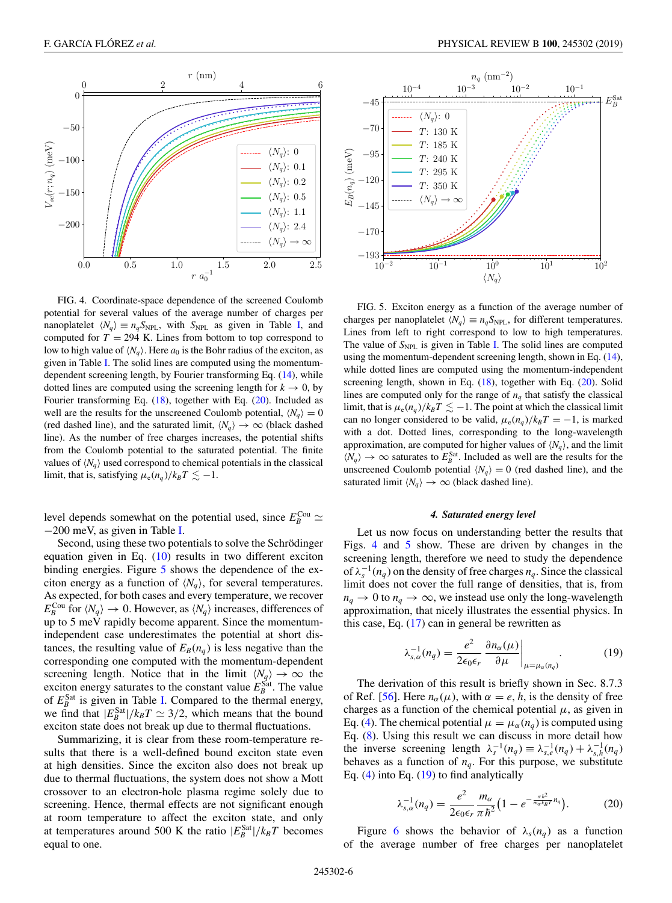FIG. 4. Coordinate-space dependence of the screened Coulomb potential for several values of the average number of charges per nanoplatelet $\langle N_q \rangle \equiv n_q S_{\rm NPL}$, with $S_{\rm NPL}$ as given in Table I, and computed for $T = 294$ K. Lines from bottom to top correspond to low to high value of $\langle N_q \rangle$. Here $a_0$ is the Bohr radius of the exciton, as given in Table I. The solid lines are computed using the momentum-dependent screening length, by Fourier transforming Eq. (14), while dotted lines are computed using the screening length for $k \to 0$, by Fourier transforming Eq. (18), together with Eq. (20). Included as well are the results for the unscreened Coulomb potential, $\langle N_q \rangle = 0$ (red dashed line), and the saturated limit, $\langle N_q \rangle \to \infty$ (black dashed line). As the number of free charges increases, the potential shifts from the Coulomb potential to the saturated potential. The finite values of $\langle N_q \rangle$ used correspond to chemical potentials in the classical limit, that is, satisfying $\mu_e(n_q)/k_B T \lesssim -1$.

FIG. 5. Exciton energy as a function of the average number of charges per nanoplatelet $\langle N_q \rangle \equiv n_q S_{\rm NPL}$, for different temperatures. Lines from left to right correspond to low to high temperatures. The value of $S_{\rm NPL}$ is given in Table I. The solid lines are computed using the momentum-dependent screening length, shown in Eq. (14), while dotted lines are computed using the momentum-independent screening length, shown in Eq. (18), together with Eq. (20). Solid lines are computed only for the range of $n_q$ that satisfy the classical limit, that is $\mu_e(n_q)/k_B T \lesssim -1$. The point at which the classical limit can no longer considered to be valid, $\mu_e(n_q)/k_B T = -1$, is marked with a dot. Dotted lines, corresponding to the long-wavelength approximation, are computed for higher values of $\langle N_q \rangle$, and the limit $\langle N_q \rangle \to \infty$ saturates to $E_B^{\rm Sat}$. Included as well are the results for the unscreened Coulomb potential $\langle N_q \rangle = 0$ (red dashed line), and the saturated limit $\langle N_q \rangle \to \infty$ (black dashed line).

level depends somewhat on the potential used, since $E_B^{\rm Cou} \simeq -200$ meV, as given in Table I.

Second, using these two potentials to solve the Schrödinger equation given in Eq. (10) results in two different exciton binding energies. Figure 5 shows the dependence of the exciton energy as a function of $\langle N_q \rangle$, for several temperatures. As expected, for both cases and every temperature, we recover $E_B^{\rm Cou}$ for $\langle N_q \rangle \to 0$. However, as $\langle N_q \rangle$ increases, differences of up to 5 meV rapidly become apparent. Since the momentum-independent case underestimates the potential at short distances, the resulting value of $E_B(n_q)$ is less negative than the corresponding one computed with the momentum-dependent screening length. Notice that in the limit $\langle N_q \rangle \to \infty$ the exciton energy saturates to the constant value $E_B^{\rm Sat}$. The value of $E_B^{\rm Sat}$ is given in Table I. Compared to the thermal energy, we find that $|E_B^{\rm Sat}|/k_B T \simeq 3/2$, which means that the bound exciton state does not break up due to thermal fluctuations.

Summarizing, it is clear from these room-temperature results that there is a well-defined bound exciton state even at high densities. Since the exciton also does not break up due to thermal fluctuations, the system does not show a Mott crossover to an electron-hole plasma regime solely due to screening. Hence, thermal effects are not significant enough at room temperature to affect the exciton state, and only at temperatures around 500 K the ratio $|E_B^{\rm Sat}|/k_B T$ becomes equal to one.

#### 4. Saturated energy level

Let us now focus on understanding better the results that Figs. 4 and 5 show. These are driven by changes in the screening length, therefore we need to study the dependence of $\lambda_s^{-1}(n_q)$ on the density of free charges $n_q$. Since the classical limit does not cover the full range of densities, that is, from $n_q \to 0$ to $n_q \to \infty$, we instead use only the long-wavelength approximation, that nicely illustrates the essential physics. In this case, Eq. (17) can in general be rewritten as

$$\lambda_{s,\alpha}^{-1}(n_q) = \frac{e^2}{2\epsilon_0\epsilon_r} \left.\frac{\partial n_\alpha(\mu)}{\partial \mu}\right|_{\mu=\mu_\alpha(n_q)}. \tag{19}$$

The derivation of this result is briefly shown in Sec. 8.7.3 of Ref. [56]. Here $n_\alpha(\mu)$, with $\alpha = e, h$, is the density of free charges as a function of the chemical potential $\mu$, as given in Eq. (4). The chemical potential $\mu = \mu_\alpha(n_q)$ is computed using Eq. (8). Using this result we can discuss in more detail how the inverse screening length $\lambda_s^{-1}(n_q) \equiv \lambda_{s,e}^{-1}(n_q) + \lambda_{s,h}^{-1}(n_q)$ behaves as a function of $n_q$. For this purpose, we substitute Eq. (4) into Eq. (19) to find analytically

$$\lambda_{s,\alpha}^{-1}(n_q) = \frac{e^2}{2\epsilon_0\epsilon_r}\frac{m_\alpha}{\pi\hbar^2}\left(1 - e^{-\frac{\pi\hbar^2}{m_\alpha k_B T}n_q}\right). \tag{20}$$

Figure 6 shows the behavior of $\lambda_s(n_q)$ as a function of the average number of free charges per nanoplatelet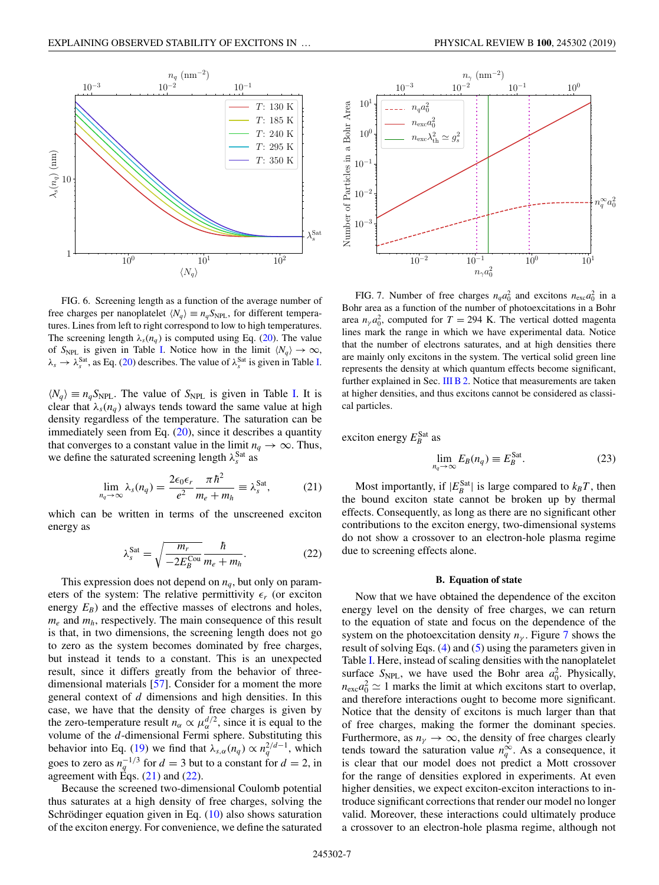FIG. 6. Screening length as a function of the average number of free charges per nanoplatelet $\langle N_q \rangle \equiv n_q S_{\mathrm{NPL}}$, for different temperatures. Lines from left to right correspond to low to high temperatures. The screening length $\lambda_s(n_q)$ is computed using Eq. (20). The value of $S_{\mathrm{NPL}}$ is given in Table I. Notice how in the limit $\langle N_q \rangle \to \infty$, $\lambda_s \to \lambda_s^{\mathrm{Sat}}$, as Eq. (20) describes. The value of $\lambda_s^{\mathrm{Sat}}$ is given in Table I.

$\langle N_q \rangle \equiv n_q S_{\mathrm{NPL}}$. The value of $S_{\mathrm{NPL}}$ is given in Table I. It is clear that $\lambda_s(n_q)$ always tends toward the same value at high density regardless of the temperature. The saturation can be immediately seen from Eq. (20), since it describes a quantity that converges to a constant value in the limit $n_q \to \infty$. Thus, we define the saturated screening length $\lambda_s^{\mathrm{Sat}}$ as

$$\lim_{n_q \to \infty} \lambda_s(n_q) = \frac{2\epsilon_0 \epsilon_r}{e^2} \frac{\pi \hbar^2}{m_e + m_h} \equiv \lambda_s^{\mathrm{Sat}}, \tag{21}$$

which can be written in terms of the unscreened exciton energy as

$$\lambda_s^{\mathrm{Sat}} = \sqrt{\frac{m_r}{-2E_B^{\mathrm{Cou}}}} \frac{\hbar}{m_e + m_h}. \tag{22}$$

This expression does not depend on $n_q$, but only on parameters of the system: The relative permittivity $\epsilon_r$ (or exciton energy $E_B$) and the effective masses of electrons and holes, $m_e$ and $m_h$, respectively. The main consequence of this result is that, in two dimensions, the screening length does not go to zero as the system becomes dominated by free charges, but instead it tends to a constant. This is an unexpected result, since it differs greatly from the behavior of three-dimensional materials [57]. Consider for a moment the more general context of $d$ dimensions and high densities. In this case, we have that the density of free charges is given by the zero-temperature result $n_\alpha \propto \mu_\alpha^{d/2}$, since it is equal to the volume of the $d$-dimensional Fermi sphere. Substituting this behavior into Eq. (19) we find that $\lambda_{s,\alpha}(n_q) \propto n_q^{2/d-1}$, which goes to zero as $n_q^{-1/3}$ for $d = 3$ but to a constant for $d = 2$, in agreement with Eqs. (21) and (22).

Because the screened two-dimensional Coulomb potential thus saturates at a high density of free charges, solving the Schrödinger equation given in Eq. (10) also shows saturation of the exciton energy. For convenience, we define the saturated exciton energy $E_B^{\mathrm{Sat}}$ as

$$\lim_{n_q \to \infty} E_B(n_q) \equiv E_B^{\mathrm{Sat}}. \tag{23}$$

Most importantly, if $|E_B^{\mathrm{Sat}}|$ is large compared to $k_B T$, then the bound exciton state cannot be broken up by thermal effects. Consequently, as long as there are no significant other contributions to the exciton energy, two-dimensional systems do not show a crossover to an electron-hole plasma regime due to screening effects alone.

FIG. 7. Number of free charges $n_q a_0^2$ and excitons $n_{\mathrm{exc}} a_0^2$ in a Bohr area as a function of the number of photoexcitations in a Bohr area $n_\gamma a_0^2$, computed for $T = 294$ K. The vertical dotted magenta lines mark the range in which we have experimental data. Notice that the number of electrons saturates, and at high densities there are mainly only excitons in the system. The vertical solid green line represents the density at which quantum effects become significant, further explained in Sec. III B 2. Notice that measurements are taken at higher densities, and thus excitons cannot be considered as classical particles.

### B. Equation of state

Now that we have obtained the dependence of the exciton energy level on the density of free charges, we can return to the equation of state and focus on the dependence of the system on the photoexcitation density $n_\gamma$. Figure 7 shows the result of solving Eqs. (4) and (5) using the parameters given in Table I. Here, instead of scaling densities with the nanoplatelet surface $S_{\mathrm{NPL}}$, we have used the Bohr area $a_0^2$. Physically, $n_{\mathrm{exc}} a_0^2 \simeq 1$ marks the limit at which excitons start to overlap, and therefore interactions ought to become more significant. Notice that the density of excitons is much larger than that of free charges, making the former the dominant species. Furthermore, as $n_\gamma \to \infty$, the density of free charges clearly tends toward the saturation value $n_q^\infty$. As a consequence, it is clear that our model does not predict a Mott crossover for the range of densities explored in experiments. At even higher densities, we expect exciton-exciton interactions to introduce significant corrections that render our model no longer valid. Moreover, these interactions could ultimately produce a crossover to an electron-hole plasma regime, although not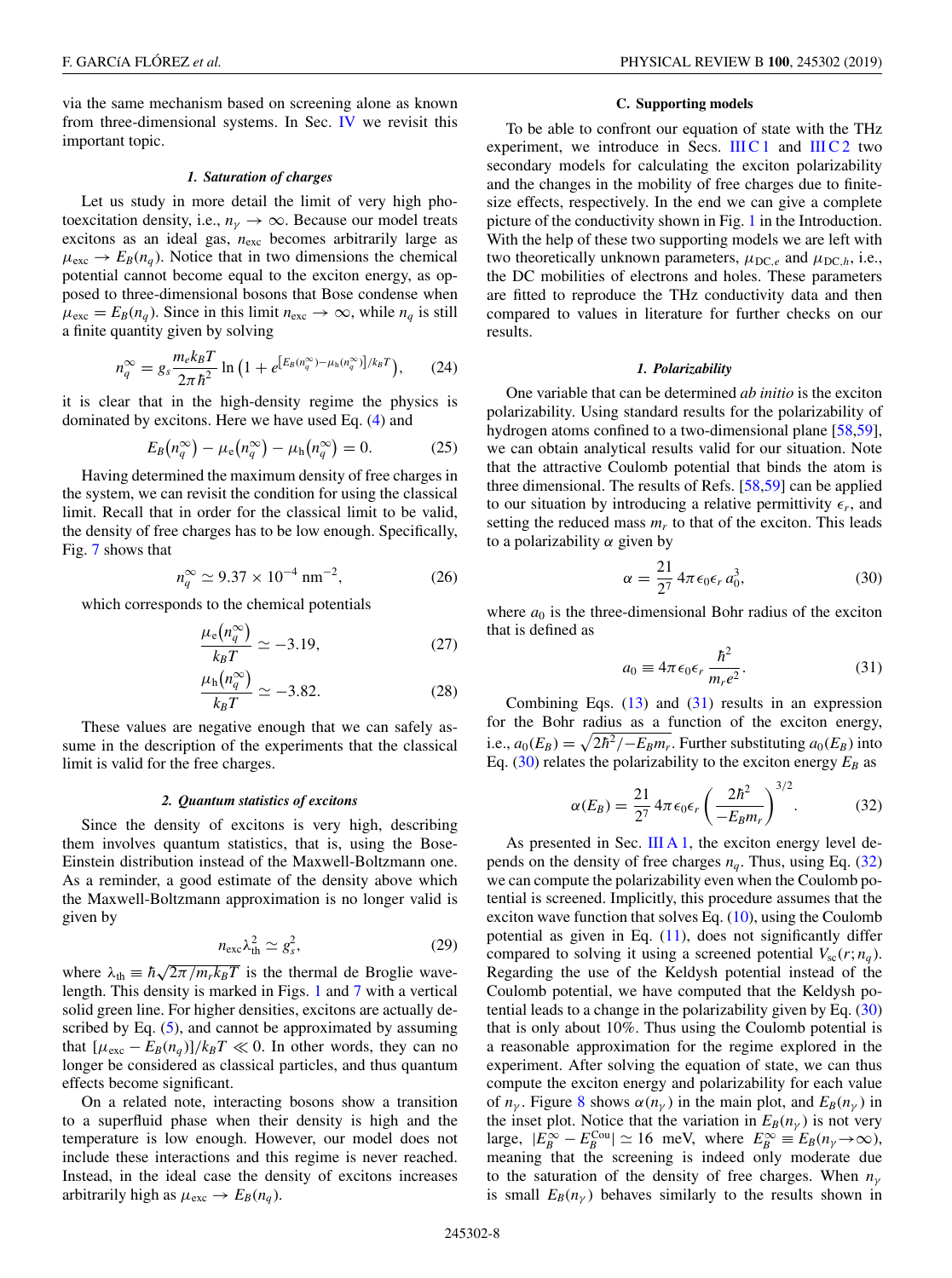via the same mechanism based on screening alone as known from three-dimensional systems. In Sec. IV we revisit this important topic.

#### 1. Saturation of charges

Let us study in more detail the limit of very high photoexcitation density, i.e., $n_\gamma \to \infty$. Because our model treats excitons as an ideal gas, $n_{\text{exc}}$ becomes arbitrarily large as $\mu_{\text{exc}} \to E_B(n_q)$. Notice that in two dimensions the chemical potential cannot become equal to the exciton energy, as opposed to three-dimensional bosons that Bose condense when $\mu_{\text{exc}} = E_B(n_q)$. Since in this limit $n_{\text{exc}} \to \infty$, while $n_q$ is still a finite quantity given by solving

$$n_q^\infty = g_s \frac{m_e k_B T}{2\pi \hbar^2} \ln\left(1 + e^{[E_B(n_q^\infty) - \mu_h(n_q^\infty)]/k_B T}\right), \tag{24}$$

it is clear that in the high-density regime the physics is dominated by excitons. Here we have used Eq. (4) and

$$E_B(n_q^\infty) - \mu_e(n_q^\infty) - \mu_h(n_q^\infty) = 0. \tag{25}$$

Having determined the maximum density of free charges in the system, we can revisit the condition for using the classical limit. Recall that in order for the classical limit to be valid, the density of free charges has to be low enough. Specifically, Fig. 7 shows that

$$n_q^\infty \simeq 9.37 \times 10^{-4}\ \text{nm}^{-2}, \tag{26}$$

which corresponds to the chemical potentials

$$\frac{\mu_e(n_q^\infty)}{k_B T} \simeq -3.19, \tag{27}$$

$$\frac{\mu_h(n_q^\infty)}{k_B T} \simeq -3.82. \tag{28}$$

These values are negative enough that we can safely assume in the description of the experiments that the classical limit is valid for the free charges.

#### 2. Quantum statistics of excitons

Since the density of excitons is very high, describing them involves quantum statistics, that is, using the Bose-Einstein distribution instead of the Maxwell-Boltzmann one. As a reminder, a good estimate of the density above which the Maxwell-Boltzmann approximation is no longer valid is given by

$$n_{\text{exc}} \lambda_{\text{th}}^2 \simeq g_s^2, \tag{29}$$

where $\lambda_{\text{th}} \equiv \hbar\sqrt{2\pi/m_r k_B T}$ is the thermal de Broglie wavelength. This density is marked in Figs. 1 and 7 with a vertical solid green line. For higher densities, excitons are actually described by Eq. (5), and cannot be approximated by assuming that $[\mu_{\text{exc}} - E_B(n_q)]/k_B T \ll 0$. In other words, they can no longer be considered as classical particles, and thus quantum effects become significant.

On a related note, interacting bosons show a transition to a superfluid phase when their density is high and the temperature is low enough. However, our model does not include these interactions and this regime is never reached. Instead, in the ideal case the density of excitons increases arbitrarily high as $\mu_{\text{exc}} \to E_B(n_q)$.

### C. Supporting models

To be able to confront our equation of state with the THz experiment, we introduce in Secs. III C 1 and III C 2 two secondary models for calculating the exciton polarizability and the changes in the mobility of free charges due to finite-size effects, respectively. In the end we can give a complete picture of the conductivity shown in Fig. 1 in the Introduction. With the help of these two supporting models we are left with two theoretically unknown parameters, $\mu_{\text{DC},e}$ and $\mu_{\text{DC},h}$, i.e., the DC mobilities of electrons and holes. These parameters are fitted to reproduce the THz conductivity data and then compared to values in literature for further checks on our results.

#### 1. Polarizability

One variable that can be determined *ab initio* is the exciton polarizability. Using standard results for the polarizability of hydrogen atoms confined to a two-dimensional plane [58,59], we can obtain analytical results valid for our situation. Note that the attractive Coulomb potential that binds the atom is three dimensional. The results of Refs. [58,59] can be applied to our situation by introducing a relative permittivity $\epsilon_r$, and setting the reduced mass $m_r$ to that of the exciton. This leads to a polarizability $\alpha$ given by

$$\alpha = \frac{21}{2^7} 4\pi\epsilon_0\epsilon_r\, a_0^3, \tag{30}$$

where $a_0$ is the three-dimensional Bohr radius of the exciton that is defined as

$$a_0 \equiv 4\pi\epsilon_0\epsilon_r \frac{\hbar^2}{m_r e^2}. \tag{31}$$

Combining Eqs. (13) and (31) results in an expression for the Bohr radius as a function of the exciton energy, i.e., $a_0(E_B) = \sqrt{2\hbar^2/-E_B m_r}$. Further substituting $a_0(E_B)$ into Eq. (30) relates the polarizability to the exciton energy $E_B$ as

$$\alpha(E_B) = \frac{21}{2^7} 4\pi\epsilon_0\epsilon_r \left(\frac{2\hbar^2}{-E_B m_r}\right)^{3/2}. \tag{32}$$

As presented in Sec. III A 1, the exciton energy level depends on the density of free charges $n_q$. Thus, using Eq. (32) we can compute the polarizability even when the Coulomb potential is screened. Implicitly, this procedure assumes that the exciton wave function that solves Eq. (10), using the Coulomb potential as given in Eq. (11), does not significantly differ compared to solving it using a screened potential $V_{\text{sc}}(r; n_q)$. Regarding the use of the Keldysh potential instead of the Coulomb potential, we have computed that the Keldysh potential leads to a change in the polarizability given by Eq. (30) that is only about 10%. Thus using the Coulomb potential is a reasonable approximation for the regime explored in the experiment. After solving the equation of state, we can thus compute the exciton energy and polarizability for each value of $n_\gamma$. Figure 8 shows $\alpha(n_\gamma)$ in the main plot, and $E_B(n_\gamma)$ in the inset plot. Notice that the variation in $E_B(n_\gamma)$ is not very large, $|E_B^\infty - E_B^{\text{Cou}}| \simeq 16$ meV, where $E_B^\infty \equiv E_B(n_\gamma \to \infty)$, meaning that the screening is indeed only moderate due to the saturation of the density of free charges. When $n_\gamma$ is small $E_B(n_\gamma)$ behaves similarly to the results shown in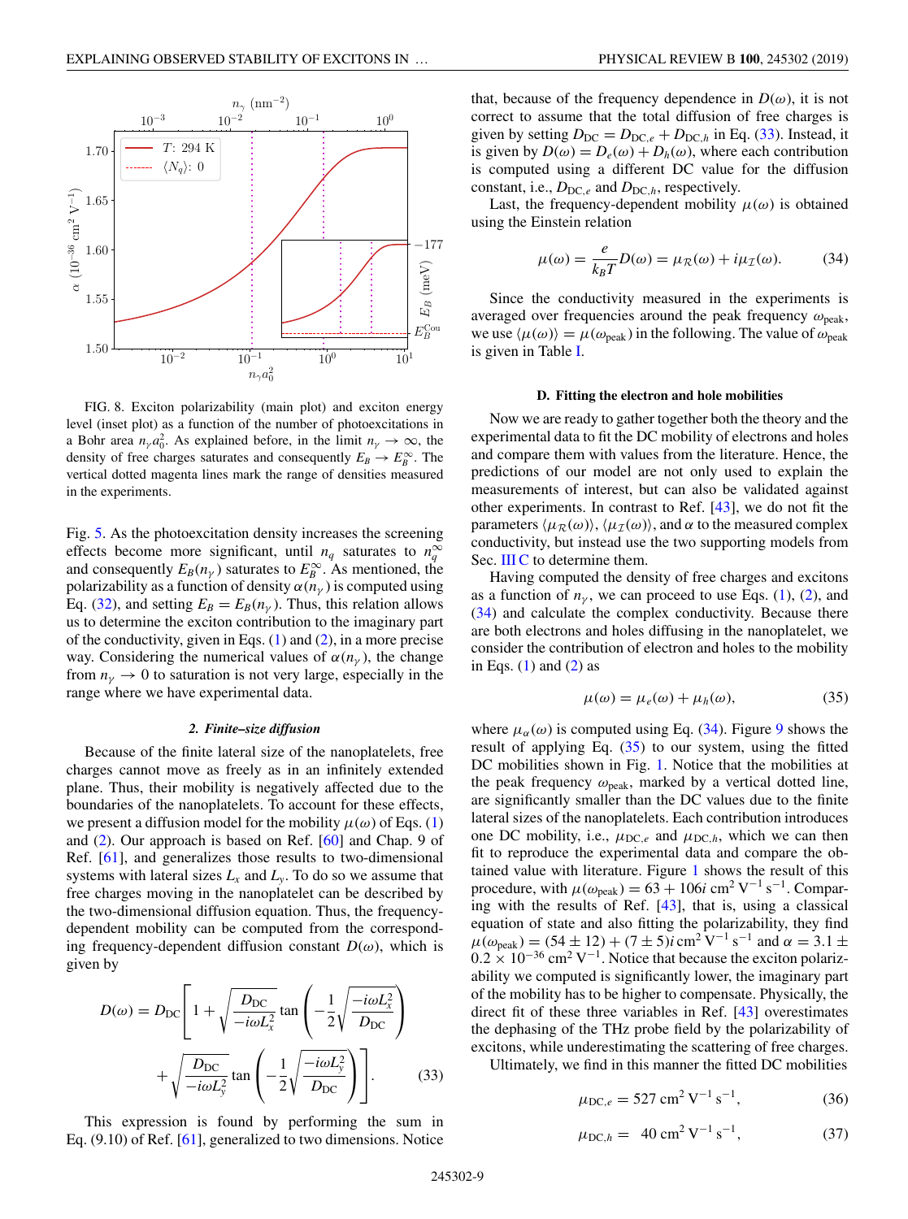FIG. 8. Exciton polarizability (main plot) and exciton energy level (inset plot) as a function of the number of photoexcitations in a Bohr area $n_\gamma a_0^2$. As explained before, in the limit $n_\gamma \to \infty$, the density of free charges saturates and consequently $E_B \to E_B^\infty$. The vertical dotted magenta lines mark the range of densities measured in the experiments.

Fig. 5. As the photoexcitation density increases the screening effects become more significant, until $n_q$ saturates to $n_q^\infty$ and consequently $E_B(n_\gamma)$ saturates to $E_B^\infty$. As mentioned, the polarizability as a function of density $\alpha(n_\gamma)$ is computed using Eq. (32), and setting $E_B = E_B(n_\gamma)$. Thus, this relation allows us to determine the exciton contribution to the imaginary part of the conductivity, given in Eqs. (1) and (2), in a more precise way. Considering the numerical values of $\alpha(n_\gamma)$, the change from $n_\gamma \to 0$ to saturation is not very large, especially in the range where we have experimental data.

#### 2. Finite-size diffusion

Because of the finite lateral size of the nanoplatelets, free charges cannot move as freely as in an infinitely extended plane. Thus, their mobility is negatively affected due to the boundaries of the nanoplatelets. To account for these effects, we present a diffusion model for the mobility $\mu(\omega)$ of Eqs. (1) and (2). Our approach is based on Ref. [60] and Chap. 9 of Ref. [61], and generalizes those results to two-dimensional systems with lateral sizes $L_x$ and $L_y$. To do so we assume that free charges moving in the nanoplatelet can be described by the two-dimensional diffusion equation. Thus, the frequency-dependent mobility can be computed from the corresponding frequency-dependent diffusion constant $D(\omega)$, which is given by

$$D(\omega) = D_{\mathrm{DC}}\left[1 + \sqrt{\frac{D_{\mathrm{DC}}}{-i\omega L_x^2}}\tan\left(-\frac{1}{2}\sqrt{\frac{-i\omega L_x^2}{D_{\mathrm{DC}}}}\right) + \sqrt{\frac{D_{\mathrm{DC}}}{-i\omega L_y^2}}\tan\left(-\frac{1}{2}\sqrt{\frac{-i\omega L_y^2}{D_{\mathrm{DC}}}}\right)\right]. \tag{33}$$

This expression is found by performing the sum in Eq. (9.10) of Ref. [61], generalized to two dimensions. Notice that, because of the frequency dependence in $D(\omega)$, it is not correct to assume that the total diffusion of free charges is given by setting $D_{\mathrm{DC}} = D_{\mathrm{DC},e} + D_{\mathrm{DC},h}$ in Eq. (33). Instead, it is given by $D(\omega) = D_e(\omega) + D_h(\omega)$, where each contribution is computed using a different DC value for the diffusion constant, i.e., $D_{\mathrm{DC},e}$ and $D_{\mathrm{DC},h}$, respectively.

Last, the frequency-dependent mobility $\mu(\omega)$ is obtained using the Einstein relation

$$\mu(\omega) = \frac{e}{k_B T} D(\omega) = \mu_{\mathcal{R}}(\omega) + i\mu_{\mathcal{I}}(\omega). \tag{34}$$

Since the conductivity measured in the experiments is averaged over frequencies around the peak frequency $\omega_{\mathrm{peak}}$, we use $\langle\mu(\omega)\rangle = \mu(\omega_{\mathrm{peak}})$ in the following. The value of $\omega_{\mathrm{peak}}$ is given in Table I.

### D. Fitting the electron and hole mobilities

Now we are ready to gather together both the theory and the experimental data to fit the DC mobility of electrons and holes and compare them with values from the literature. Hence, the predictions of our model are not only used to explain the measurements of interest, but can also be validated against other experiments. In contrast to Ref. [43], we do not fit the parameters $\langle\mu_{\mathcal{R}}(\omega)\rangle$, $\langle\mu_{\mathcal{I}}(\omega)\rangle$, and $\alpha$ to the measured complex conductivity, but instead use the two supporting models from Sec. III C to determine them.

Having computed the density of free charges and excitons as a function of $n_\gamma$, we can proceed to use Eqs. (1), (2), and (34) and calculate the complex conductivity. Because there are both electrons and holes diffusing in the nanoplatelet, we consider the contribution of electron and holes to the mobility in Eqs. (1) and (2) as

$$\mu(\omega) = \mu_e(\omega) + \mu_h(\omega), \tag{35}$$

where $\mu_\alpha(\omega)$ is computed using Eq. (34). Figure 9 shows the result of applying Eq. (35) to our system, using the fitted DC mobilities shown in Fig. 1. Notice that the mobilities at the peak frequency $\omega_{\mathrm{peak}}$, marked by a vertical dotted line, are significantly smaller than the DC values due to the finite lateral sizes of the nanoplatelets. Each contribution introduces one DC mobility, i.e., $\mu_{\mathrm{DC},e}$ and $\mu_{\mathrm{DC},h}$, which we can then fit to reproduce the experimental data and compare the obtained value with literature. Figure 1 shows the result of this procedure, with $\mu(\omega_{\mathrm{peak}}) = 63 + 106i$ cm$^2$ V$^{-1}$ s$^{-1}$. Comparing with the results of Ref. [43], that is, using a classical equation of state and also fitting the polarizability, they find $\mu(\omega_{\mathrm{peak}}) = (54 \pm 12) + (7 \pm 5)i$ cm$^2$ V$^{-1}$ s$^{-1}$ and $\alpha = 3.1 \pm 0.2 \times 10^{-36}$ cm$^2$ V$^{-1}$. Notice that because the exciton polarizability we computed is significantly lower, the imaginary part of the mobility has to be higher to compensate. Physically, the direct fit of these three variables in Ref. [43] overestimates the dephasing of the THz probe field by the polarizability of excitons, while underestimating the scattering of free charges.

Ultimately, we find in this manner the fitted DC mobilities

$$\mu_{\mathrm{DC},e} = 527 \text{ cm}^2\,\text{V}^{-1}\,\text{s}^{-1}, \tag{36}$$

$$\mu_{\mathrm{DC},h} = 40 \text{ cm}^2\,\text{V}^{-1}\,\text{s}^{-1}, \tag{37}$$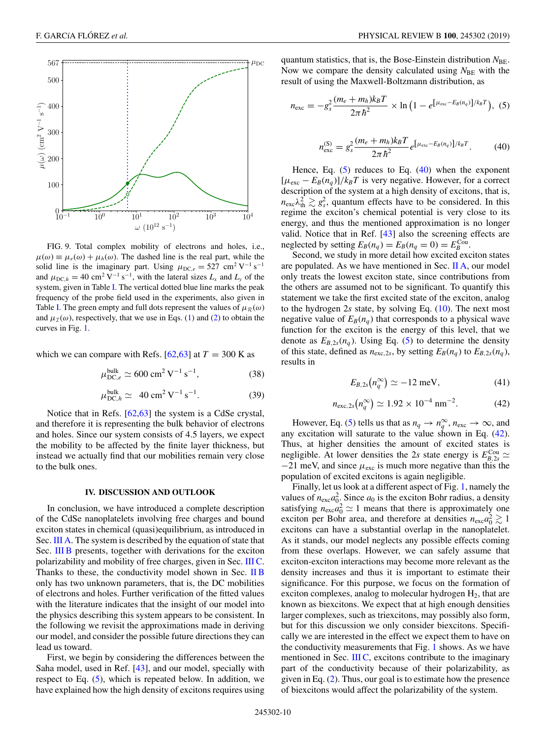FIG. 9. Total complex mobility of electrons and holes, i.e., $\mu(\omega) \equiv \mu_e(\omega) + \mu_h(\omega)$. The dashed line is the real part, while the solid line is the imaginary part. Using $\mu_{\mathrm{DC},e} = 527\ \mathrm{cm}^2\,\mathrm{V}^{-1}\,\mathrm{s}^{-1}$ and $\mu_{\mathrm{DC},h} = 40\ \mathrm{cm}^2\,\mathrm{V}^{-1}\,\mathrm{s}^{-1}$, with the lateral sizes $L_x$ and $L_y$ of the system, given in Table I. The vertical dotted blue line marks the peak frequency of the probe field used in the experiments, also given in Table I. The green empty and full dots represent the values of $\mu_{\mathcal{R}}(\omega)$ and $\mu_{\mathcal{I}}(\omega)$, respectively, that we use in Eqs. (1) and (2) to obtain the curves in Fig. 1.

which we can compare with Refs. [62,63] at $T = 300$ K as

$$\mu_{\mathrm{DC},e}^{\mathrm{bulk}} \simeq 600\ \mathrm{cm}^2\,\mathrm{V}^{-1}\,\mathrm{s}^{-1}, \tag{38}$$

$$\mu_{\mathrm{DC},h}^{\mathrm{bulk}} \simeq \ \ 40\ \mathrm{cm}^2\,\mathrm{V}^{-1}\,\mathrm{s}^{-1}. \tag{39}$$

Notice that in Refs. [62,63] the system is a CdSe crystal, and therefore it is representing the bulk behavior of electrons and holes. Since our system consists of 4.5 layers, we expect the mobility to be affected by the finite layer thickness, but instead we actually find that our mobilities remain very close to the bulk ones.

## IV. DISCUSSION AND OUTLOOK

In conclusion, we have introduced a complete description of the CdSe nanoplatelets involving free charges and bound exciton states in chemical (quasi)equilibrium, as introduced in Sec. III A. The system is described by the equation of state that Sec. III B presents, together with derivations for the exciton polarizability and mobility of free charges, given in Sec. III C. Thanks to these, the conductivity model shown in Sec. II B only has two unknown parameters, that is, the DC mobilities of electrons and holes. Further verification of the fitted values with the literature indicates that the insight of our model into the physics describing this system appears to be consistent. In the following we revisit the approximations made in deriving our model, and consider the possible future directions they can lead us toward.

First, we begin by considering the differences between the Saha model, used in Ref. [43], and our model, specially with respect to Eq. (5), which is repeated below. In addition, we have explained how the high density of excitons requires using quantum statistics, that is, the Bose-Einstein distribution $N_{\mathrm{BE}}$. Now we compare the density calculated using $N_{\mathrm{BE}}$ with the result of using the Maxwell-Boltzmann distribution, as

$$n_{\mathrm{exc}} = -g_s^2 \frac{(m_e + m_h) k_B T}{2\pi \hbar^2} \times \ln\left(1 - e^{[\mu_{\mathrm{exc}} - E_B(n_q)]/k_B T}\right), \tag{5}$$

$$n_{\mathrm{exc}}^{(\mathrm{S})} = g_s^2 \frac{(m_e + m_h) k_B T}{2\pi \hbar^2} e^{[\mu_{\mathrm{exc}} - E_B(n_q)]/k_B T}. \tag{40}$$

Hence, Eq. (5) reduces to Eq. (40) when the exponent $[\mu_{\mathrm{exc}} - E_B(n_q)]/k_B T$ is very negative. However, for a correct description of the system at a high density of excitons, that is, $n_{\mathrm{exc}} \lambda_{\mathrm{th}}^2 \gtrsim g_s^2$, quantum effects have to be considered. In this regime the exciton's chemical potential is very close to its energy, and thus the mentioned approximation is no longer valid. Notice that in Ref. [43] also the screening effects are neglected by setting $E_B(n_q) = E_B(n_q = 0) = E_B^{\mathrm{Cou}}$.

Second, we study in more detail how excited exciton states are populated. As we have mentioned in Sec. II A, our model only treats the lowest exciton state, since contributions from the others are assumed not to be significant. To quantify this statement we take the first excited state of the exciton, analog to the hydrogen 2$s$ state, by solving Eq. (10). The next most negative value of $E_B(n_q)$ that corresponds to a physical wave function for the exciton is the energy of this level, that we denote as $E_{B,2s}(n_q)$. Using Eq. (5) to determine the density of this state, defined as $n_{\mathrm{exc},2s}$, by setting $E_B(n_q)$ to $E_{B,2s}(n_q)$, results in

$$E_{B,2s}\left(n_q^{\infty}\right) \simeq -12\ \mathrm{meV}, \tag{41}$$

$$n_{\mathrm{exc},2s}\left(n_q^{\infty}\right) \simeq 1.92 \times 10^{-4}\ \mathrm{nm}^{-2}. \tag{42}$$

However, Eq. (5) tells us that as $n_q \to n_q^{\infty}$, $n_{\mathrm{exc}} \to \infty$, and any excitation will saturate to the value shown in Eq. (42). Thus, at higher densities the amount of excited states is negligible. At lower densities the 2$s$ state energy is $E_{B,2s}^{\mathrm{Cou}} \simeq -21$ meV, and since $\mu_{\mathrm{exc}}$ is much more negative than this the population of excited excitons is again negligible.

Finally, let us look at a different aspect of Fig. 1, namely the values of $n_{\mathrm{exc}} a_0^2$. Since $a_0$ is the exciton Bohr radius, a density satisfying $n_{\mathrm{exc}} a_0^2 \simeq 1$ means that there is approximately one exciton per Bohr area, and therefore at densities $n_{\mathrm{exc}} a_0^2 \gtrsim 1$ excitons can have a substantial overlap in the nanoplatelet. As it stands, our model neglects any possible effects coming from these overlaps. However, we can safely assume that exciton-exciton interactions may become more relevant as the density increases and thus it is important to estimate their significance. For this purpose, we focus on the formation of exciton complexes, analog to molecular hydrogen $H_2$, that are known as biexcitons. We expect that at high enough densities larger complexes, such as triexcitons, may possibly also form, but for this discussion we only consider biexcitons. Specifically we are interested in the effect we expect them to have on the conductivity measurements that Fig. 1 shows. As we have mentioned in Sec. III C, excitons contribute to the imaginary part of the conductivity because of their polarizability, as given in Eq. (2). Thus, our goal is to estimate how the presence of biexcitons would affect the polarizability of the system.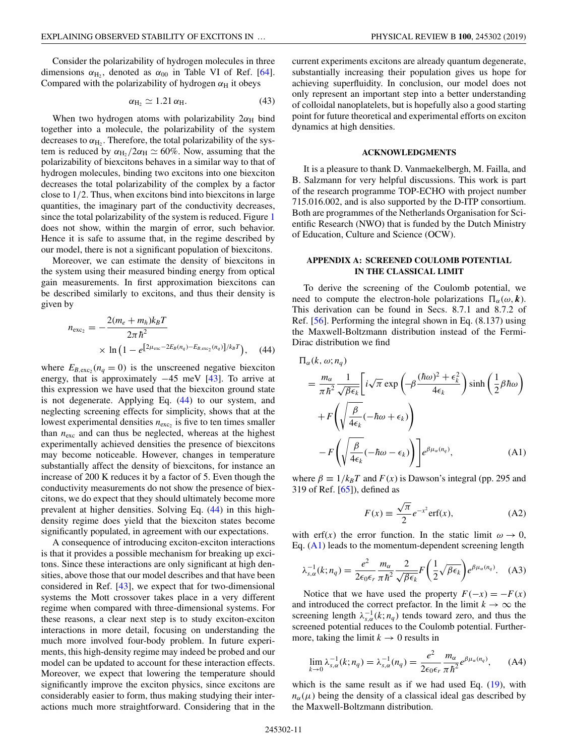Consider the polarizability of hydrogen molecules in three dimensions $\alpha_{H_2}$, denoted as $\alpha_{00}$ in Table VI of Ref. [64]. Compared with the polarizability of hydrogen $\alpha_H$ it obeys

$$\alpha_{H_2} \simeq 1.21\,\alpha_H. \tag{43}$$

When two hydrogen atoms with polarizability $2\alpha_H$ bind together into a molecule, the polarizability of the system decreases to $\alpha_{H_2}$. Therefore, the total polarizability of the system is reduced by $\alpha_{H_2}/2\alpha_H \simeq 60\%$. Now, assuming that the polarizability of biexcitons behaves in a similar way to that of hydrogen molecules, binding two excitons into one biexciton decreases the total polarizability of the complex by a factor close to $1/2$. Thus, when excitons bind into biexcitons in large quantities, the imaginary part of the conductivity decreases, since the total polarizability of the system is reduced. Figure 1 does not show, within the margin of error, such behavior. Hence it is safe to assume that, in the regime described by our model, there is not a significant population of biexcitons.

Moreover, we can estimate the density of biexcitons in the system using their measured binding energy from optical gain measurements. In first approximation biexcitons can be described similarly to excitons, and thus their density is given by

$$n_{\text{exc}_2} = -\frac{2(m_e + m_h)k_BT}{2\pi\hbar^2} \times \ln\left(1 - e^{[2\mu_{\text{exc}} - 2E_B(n_q) - E_{B,\text{exc}_2}(n_q)]/k_BT}\right), \tag{44}$$

where $E_{B,\text{exc}_2}(n_q = 0)$ is the unscreened negative biexciton energy, that is approximately $-45$ meV [43]. To arrive at this expression we have used that the biexciton ground state is not degenerate. Applying Eq. (44) to our system, and neglecting screening effects for simplicity, shows that at the lowest experimental densities $n_{\text{exc}_2}$ is five to ten times smaller than $n_{\text{exc}}$ and can thus be neglected, whereas at the highest experimentally achieved densities the presence of biexcitons may become noticeable. However, changes in temperature substantially affect the density of biexcitons, for instance an increase of 200 K reduces it by a factor of 5. Even though the conductivity measurements do not show the presence of biexcitons, we do expect that they should ultimately become more prevalent at higher densities. Solving Eq. (44) in this high-density regime does yield that the biexciton states become significantly populated, in agreement with our expectations.

A consequence of introducing exciton-exciton interactions is that it provides a possible mechanism for breaking up excitons. Since these interactions are only significant at high densities, above those that our model describes and that have been considered in Ref. [43], we expect that for two-dimensional systems the Mott crossover takes place in a very different regime when compared with three-dimensional systems. For these reasons, a clear next step is to study exciton-exciton interactions in more detail, focusing on understanding the much more involved four-body problem. In future experiments, this high-density regime may indeed be probed and our model can be updated to account for these interaction effects. Moreover, we expect that lowering the temperature should significantly improve the exciton physics, since excitons are considerably easier to form, thus making studying their interactions much more straightforward. Considering that in the current experiments excitons are already quantum degenerate, substantially increasing their population gives us hope for achieving superfluidity. In conclusion, our model does not only represent an important step into a better understanding of colloidal nanoplatelets, but is hopefully also a good starting point for future theoretical and experimental efforts on exciton dynamics at high densities.

## ACKNOWLEDGMENTS

It is a pleasure to thank D. Vanmaekelbergh, M. Failla, and B. Salzmann for very helpful discussions. This work is part of the research programme TOP-ECHO with project number 715.016.002, and is also supported by the D-ITP consortium. Both are programmes of the Netherlands Organisation for Scientific Research (NWO) that is funded by the Dutch Ministry of Education, Culture and Science (OCW).

## APPENDIX A: SCREENED COULOMB POTENTIAL IN THE CLASSICAL LIMIT

To derive the screening of the Coulomb potential, we need to compute the electron-hole polarizations $\Pi_\alpha(\omega, \boldsymbol{k})$. This derivation can be found in Secs. 8.7.1 and 8.7.2 of Ref. [56]. Performing the integral shown in Eq. (8.137) using the Maxwell-Boltzmann distribution instead of the Fermi-Dirac distribution we find

$$\begin{aligned}
\Pi_\alpha(k, \omega; n_q) &= \frac{m_\alpha}{\pi\hbar^2}\frac{1}{\sqrt{\beta\epsilon_k}}\left[i\sqrt{\pi}\exp\left(-\beta\frac{(\hbar\omega)^2 + \epsilon_k^2}{4\epsilon_k}\right)\sinh\left(\frac{1}{2}\beta\hbar\omega\right)\right. \\
&\quad + F\left(\sqrt{\frac{\beta}{4\epsilon_k}}(-\hbar\omega + \epsilon_k)\right) \\
&\quad \left. - F\left(\sqrt{\frac{\beta}{4\epsilon_k}}(-\hbar\omega - \epsilon_k)\right)\right]e^{\beta\mu_\alpha(n_q)},
\end{aligned} \tag{A1}$$

where $\beta \equiv 1/k_BT$ and $F(x)$ is Dawson's integral (pp. 295 and 319 of Ref. [65]), defined as

$$F(x) \equiv \frac{\sqrt{\pi}}{2}e^{-x^2}\text{erf}(x), \tag{A2}$$

with $\text{erf}(x)$ the error function. In the static limit $\omega \to 0$, Eq. (A1) leads to the momentum-dependent screening length

$$\lambda_{s,\alpha}^{-1}(k; n_q) = \frac{e^2}{2\epsilon_0\epsilon_r}\frac{m_\alpha}{\pi\hbar^2}\frac{2}{\sqrt{\beta\epsilon_k}}F\left(\frac{1}{2}\sqrt{\beta\epsilon_k}\right)e^{\beta\mu_\alpha(n_q)}. \tag{A3}$$

Notice that we have used the property $F(-x) = -F(x)$ and introduced the correct prefactor. In the limit $k \to \infty$ the screening length $\lambda_{s,\alpha}^{-1}(k; n_q)$ tends toward zero, and thus the screened potential reduces to the Coulomb potential. Furthermore, taking the limit $k \to 0$ results in

$$\lim_{k\to 0}\lambda_{s,\alpha}^{-1}(k; n_q) = \lambda_{s,\alpha}^{-1}(n_q) = \frac{e^2}{2\epsilon_0\epsilon_r}\frac{m_\alpha}{\pi\hbar^2}e^{\beta\mu_\alpha(n_q)}, \tag{A4}$$

which is the same result as if we had used Eq. (19), with $n_\alpha(\mu)$ being the density of a classical ideal gas described by the Maxwell-Boltzmann distribution.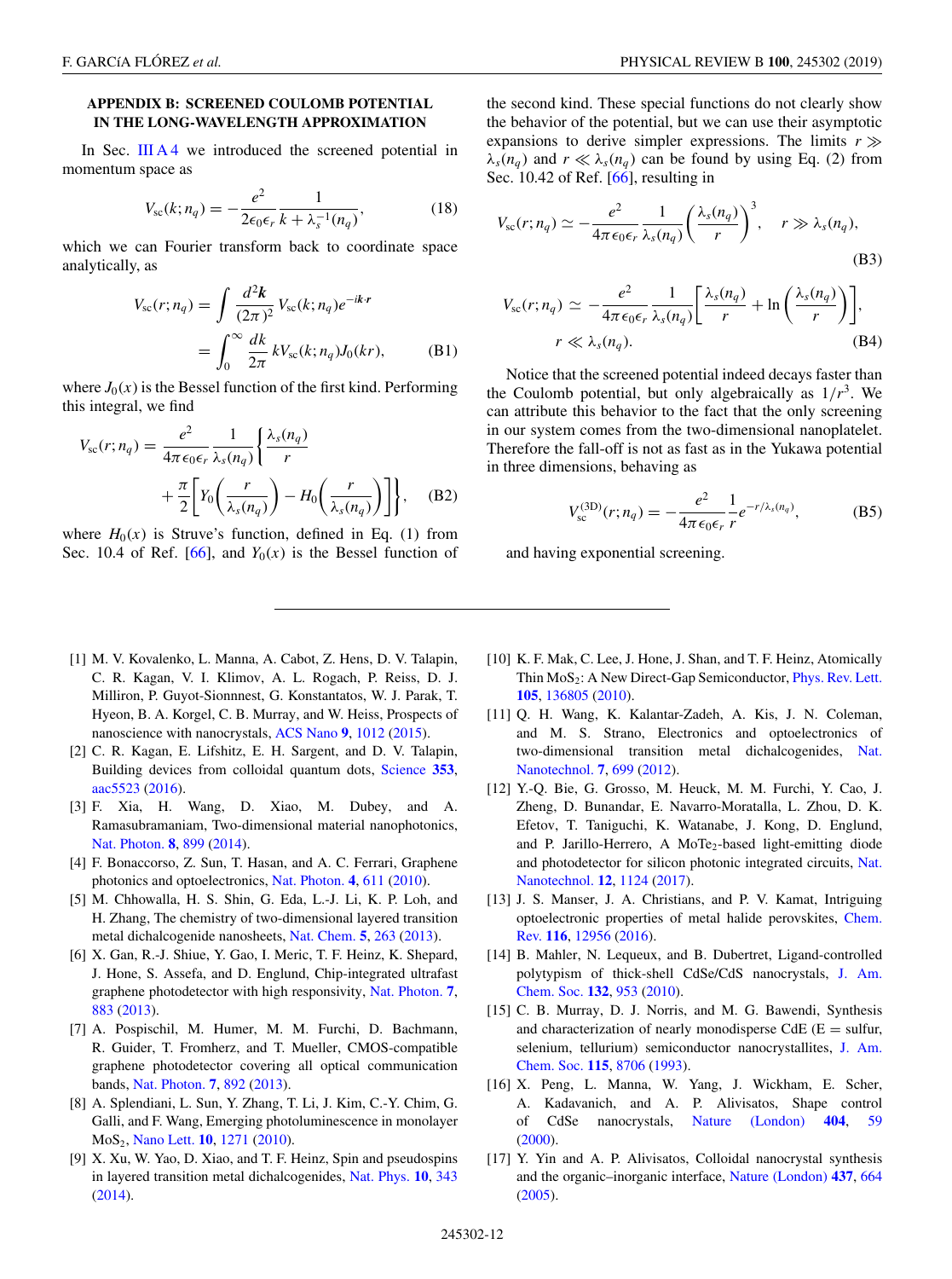## APPENDIX B: SCREENED COULOMB POTENTIAL IN THE LONG-WAVELENGTH APPROXIMATION

In Sec. III A 4 we introduced the screened potential in momentum space as

$$V_{\rm sc}(k;n_q) = -\frac{e^2}{2\epsilon_0\epsilon_r}\frac{1}{k+\lambda_s^{-1}(n_q)}, \tag{18}$$

which we can Fourier transform back to coordinate space analytically, as

$$\begin{aligned} V_{\rm sc}(r;n_q) &= \int \frac{d^2\boldsymbol{k}}{(2\pi)^2}\, V_{\rm sc}(k;n_q)e^{-i\boldsymbol{k}\cdot\boldsymbol{r}} \\ &= \int_0^\infty \frac{dk}{2\pi}\, kV_{\rm sc}(k;n_q)J_0(kr), \end{aligned} \tag{B1}$$

where $J_0(x)$ is the Bessel function of the first kind. Performing this integral, we find

$$\begin{aligned} V_{\rm sc}(r;n_q) = \frac{e^2}{4\pi\epsilon_0\epsilon_r}\frac{1}{\lambda_s(n_q)}\bigg\{\frac{\lambda_s(n_q)}{r} \\ +\frac{\pi}{2}\bigg[Y_0\bigg(\frac{r}{\lambda_s(n_q)}\bigg) - H_0\bigg(\frac{r}{\lambda_s(n_q)}\bigg)\bigg]\bigg\}, \end{aligned} \tag{B2}$$

where $H_0(x)$ is Struve's function, defined in Eq. (1) from Sec. 10.4 of Ref. [66], and $Y_0(x)$ is the Bessel function of the second kind. These special functions do not clearly show the behavior of the potential, but we can use their asymptotic expansions to derive simpler expressions. The limits $r \gg \lambda_s(n_q)$ and $r \ll \lambda_s(n_q)$ can be found by using Eq. (2) from Sec. 10.42 of Ref. [66], resulting in

$$V_{\rm sc}(r;n_q) \simeq -\frac{e^2}{4\pi\epsilon_0\epsilon_r}\frac{1}{\lambda_s(n_q)}\left(\frac{\lambda_s(n_q)}{r}\right)^3, \quad r \gg \lambda_s(n_q), \tag{B3}$$

$$V_{\rm sc}(r;n_q) \simeq -\frac{e^2}{4\pi\epsilon_0\epsilon_r}\frac{1}{\lambda_s(n_q)}\left[\frac{\lambda_s(n_q)}{r} + \ln\left(\frac{\lambda_s(n_q)}{r}\right)\right], \quad r \ll \lambda_s(n_q). \tag{B4}$$

Notice that the screened potential indeed decays faster than the Coulomb potential, but only algebraically as $1/r^3$. We can attribute this behavior to the fact that the only screening in our system comes from the two-dimensional nanoplatelet. Therefore the fall-off is not as fast as in the Yukawa potential in three dimensions, behaving as

$$V_{\rm sc}^{\rm (3D)}(r;n_q) = -\frac{e^2}{4\pi\epsilon_0\epsilon_r}\frac{1}{r}e^{-r/\lambda_s(n_q)}, \tag{B5}$$

and having exponential screening.

---

[1] M. V. Kovalenko, L. Manna, A. Cabot, Z. Hens, D. V. Talapin, C. R. Kagan, V. I. Klimov, A. L. Rogach, P. Reiss, D. J. Milliron, P. Guyot-Sionnnest, G. Konstantatos, W. J. Parak, T. Hyeon, B. A. Korgel, C. B. Murray, and W. Heiss, Prospects of nanoscience with nanocrystals, ACS Nano **9**, 1012 (2015).

[2] C. R. Kagan, E. Lifshitz, E. H. Sargent, and D. V. Talapin, Building devices from colloidal quantum dots, Science **353**, aac5523 (2016).

[3] F. Xia, H. Wang, D. Xiao, M. Dubey, and A. Ramasubramaniam, Two-dimensional material nanophotonics, Nat. Photon. **8**, 899 (2014).

[4] F. Bonaccorso, Z. Sun, T. Hasan, and A. C. Ferrari, Graphene photonics and optoelectronics, Nat. Photon. **4**, 611 (2010).

[5] M. Chhowalla, H. S. Shin, G. Eda, L.-J. Li, K. P. Loh, and H. Zhang, The chemistry of two-dimensional layered transition metal dichalcogenide nanosheets, Nat. Chem. **5**, 263 (2013).

[6] X. Gan, R.-J. Shiue, Y. Gao, I. Meric, T. F. Heinz, K. Shepard, J. Hone, S. Assefa, and D. Englund, Chip-integrated ultrafast graphene photodetector with high responsivity, Nat. Photon. **7**, 883 (2013).

[7] A. Pospischil, M. Humer, M. M. Furchi, D. Bachmann, R. Guider, T. Fromherz, and T. Mueller, CMOS-compatible graphene photodetector covering all optical communication bands, Nat. Photon. **7**, 892 (2013).

[8] A. Splendiani, L. Sun, Y. Zhang, T. Li, J. Kim, C.-Y. Chim, G. Galli, and F. Wang, Emerging photoluminescence in monolayer $MoS_2$, Nano Lett. **10**, 1271 (2010).

[9] X. Xu, W. Yao, D. Xiao, and T. F. Heinz, Spin and pseudospins in layered transition metal dichalcogenides, Nat. Phys. **10**, 343 (2014).

[10] K. F. Mak, C. Lee, J. Hone, J. Shan, and T. F. Heinz, Atomically Thin $MoS_2$: A New Direct-Gap Semiconductor, Phys. Rev. Lett. **105**, 136805 (2010).

[11] Q. H. Wang, K. Kalantar-Zadeh, A. Kis, J. N. Coleman, and M. S. Strano, Electronics and optoelectronics of two-dimensional transition metal dichalcogenides, Nat. Nanotechnol. **7**, 699 (2012).

[12] Y.-Q. Bie, G. Grosso, M. Heuck, M. M. Furchi, Y. Cao, J. Zheng, D. Bunandar, E. Navarro-Moratalla, L. Zhou, D. K. Efetov, T. Taniguchi, K. Watanabe, J. Kong, D. Englund, and P. Jarillo-Herrero, A $MoTe_2$-based light-emitting diode and photodetector for silicon photonic integrated circuits, Nat. Nanotechnol. **12**, 1124 (2017).

[13] J. S. Manser, J. A. Christians, and P. V. Kamat, Intriguing optoelectronic properties of metal halide perovskites, Chem. Rev. **116**, 12956 (2016).

[14] B. Mahler, N. Lequeux, and B. Dubertret, Ligand-controlled polytypism of thick-shell CdSe/CdS nanocrystals, J. Am. Chem. Soc. **132**, 953 (2010).

[15] C. B. Murray, D. J. Norris, and M. G. Bawendi, Synthesis and characterization of nearly monodisperse CdE (E = sulfur, selenium, tellurium) semiconductor nanocrystallites, J. Am. Chem. Soc. **115**, 8706 (1993).

[16] X. Peng, L. Manna, W. Yang, J. Wickham, E. Scher, A. Kadavanich, and A. P. Alivisatos, Shape control of CdSe nanocrystals, Nature (London) **404**, 59 (2000).

[17] Y. Yin and A. P. Alivisatos, Colloidal nanocrystal synthesis and the organic–inorganic interface, Nature (London) **437**, 664 (2005).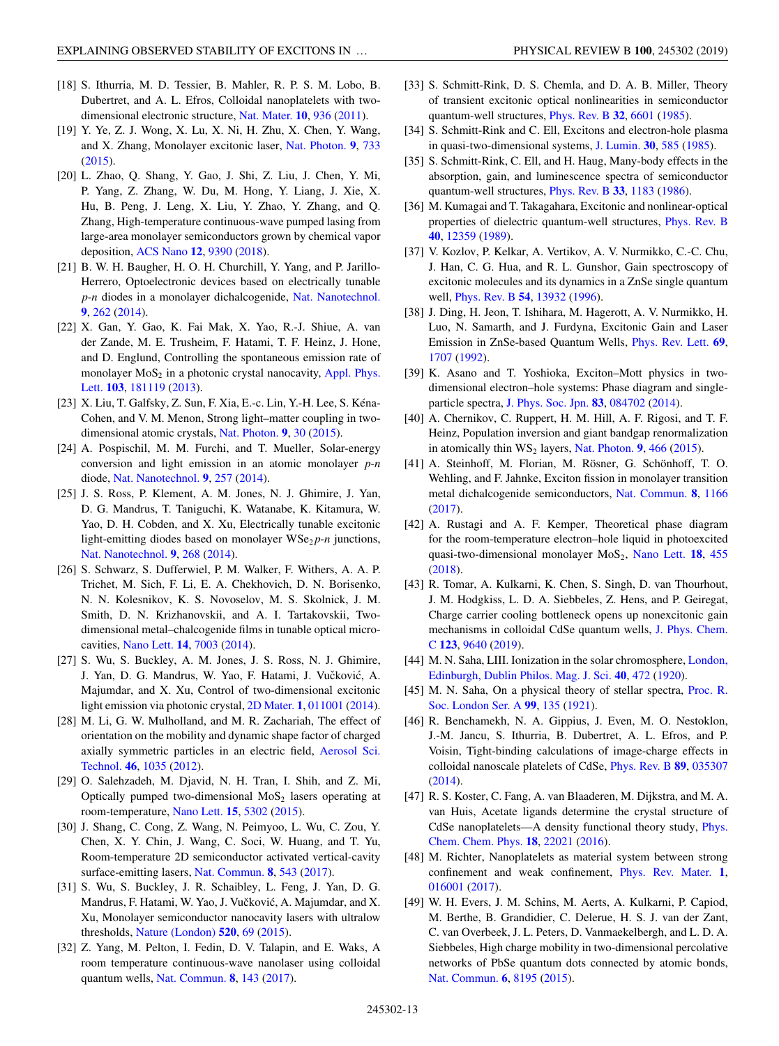[18] S. Ithurria, M. D. Tessier, B. Mahler, R. P. S. M. Lobo, B. Dubertret, and A. L. Efros, Colloidal nanoplatelets with two-dimensional electronic structure, Nat. Mater. **10**, 936 (2011).

[19] Y. Ye, Z. J. Wong, X. Lu, X. Ni, H. Zhu, X. Chen, Y. Wang, and X. Zhang, Monolayer excitonic laser, Nat. Photon. **9**, 733 (2015).

[20] L. Zhao, Q. Shang, Y. Gao, J. Shi, Z. Liu, J. Chen, Y. Mi, P. Yang, Z. Zhang, W. Du, M. Hong, Y. Liang, J. Xie, X. Hu, B. Peng, J. Leng, X. Liu, Y. Zhao, Y. Zhang, and Q. Zhang, High-temperature continuous-wave pumped lasing from large-area monolayer semiconductors grown by chemical vapor deposition, ACS Nano **12**, 9390 (2018).

[21] B. W. H. Baugher, H. O. H. Churchill, Y. Yang, and P. Jarillo-Herrero, Optoelectronic devices based on electrically tunable *p-n* diodes in a monolayer dichalcogenide, Nat. Nanotechnol. **9**, 262 (2014).

[22] X. Gan, Y. Gao, K. Fai Mak, X. Yao, R.-J. Shiue, A. van der Zande, M. E. Trusheim, F. Hatami, T. F. Heinz, J. Hone, and D. Englund, Controlling the spontaneous emission rate of monolayer $MoS_2$ in a photonic crystal nanocavity, Appl. Phys. Lett. **103**, 181119 (2013).

[23] X. Liu, T. Galfsky, Z. Sun, F. Xia, E.-c. Lin, Y.-H. Lee, S. Kéna-Cohen, and V. M. Menon, Strong light–matter coupling in two-dimensional atomic crystals, Nat. Photon. **9**, 30 (2015).

[24] A. Pospischil, M. M. Furchi, and T. Mueller, Solar-energy conversion and light emission in an atomic monolayer *p-n* diode, Nat. Nanotechnol. **9**, 257 (2014).

[25] J. S. Ross, P. Klement, A. M. Jones, N. J. Ghimire, J. Yan, D. G. Mandrus, T. Taniguchi, K. Watanabe, K. Kitamura, W. Yao, D. H. Cobden, and X. Xu, Electrically tunable excitonic light-emitting diodes based on monolayer $WSe_2$ *p-n* junctions, Nat. Nanotechnol. **9**, 268 (2014).

[26] S. Schwarz, S. Dufferwiel, P. M. Walker, F. Withers, A. A. P. Trichet, M. Sich, F. Li, E. A. Chekhovich, D. N. Borisenko, N. N. Kolesnikov, K. S. Novoselov, M. S. Skolnick, J. M. Smith, D. N. Krizhanovskii, and A. I. Tartakovskii, Two-dimensional metal–chalcogenide films in tunable optical microcavities, Nano Lett. **14**, 7003 (2014).

[27] S. Wu, S. Buckley, A. M. Jones, J. S. Ross, N. J. Ghimire, J. Yan, D. G. Mandrus, W. Yao, F. Hatami, J. Vučković, A. Majumdar, and X. Xu, Control of two-dimensional excitonic light emission via photonic crystal, 2D Mater. **1**, 011001 (2014).

[28] M. Li, G. W. Mulholland, and M. R. Zachariah, The effect of orientation on the mobility and dynamic shape factor of charged axially symmetric particles in an electric field, Aerosol Sci. Technol. **46**, 1035 (2012).

[29] O. Salehzadeh, M. Djavid, N. H. Tran, I. Shih, and Z. Mi, Optically pumped two-dimensional $MoS_2$ lasers operating at room-temperature, Nano Lett. **15**, 5302 (2015).

[30] J. Shang, C. Cong, Z. Wang, N. Peimyoo, L. Wu, C. Zou, Y. Chen, X. Y. Chin, J. Wang, C. Soci, W. Huang, and T. Yu, Room-temperature 2D semiconductor activated vertical-cavity surface-emitting lasers, Nat. Commun. **8**, 543 (2017).

[31] S. Wu, S. Buckley, J. R. Schaibley, L. Feng, J. Yan, D. G. Mandrus, F. Hatami, W. Yao, J. Vučković, A. Majumdar, and X. Xu, Monolayer semiconductor nanocavity lasers with ultralow thresholds, Nature (London) **520**, 69 (2015).

[32] Z. Yang, M. Pelton, I. Fedin, D. V. Talapin, and E. Waks, A room temperature continuous-wave nanolaser using colloidal quantum wells, Nat. Commun. **8**, 143 (2017).

[33] S. Schmitt-Rink, D. S. Chemla, and D. A. B. Miller, Theory of transient excitonic optical nonlinearities in semiconductor quantum-well structures, Phys. Rev. B **32**, 6601 (1985).

[34] S. Schmitt-Rink and C. Ell, Excitons and electron-hole plasma in quasi-two-dimensional systems, J. Lumin. **30**, 585 (1985).

[35] S. Schmitt-Rink, C. Ell, and H. Haug, Many-body effects in the absorption, gain, and luminescence spectra of semiconductor quantum-well structures, Phys. Rev. B **33**, 1183 (1986).

[36] M. Kumagai and T. Takagahara, Excitonic and nonlinear-optical properties of dielectric quantum-well structures, Phys. Rev. B **40**, 12359 (1989).

[37] V. Kozlov, P. Kelkar, A. Vertikov, A. V. Nurmikko, C.-C. Chu, J. Han, C. G. Hua, and R. L. Gunshor, Gain spectroscopy of excitonic molecules and its dynamics in a ZnSe single quantum well, Phys. Rev. B **54**, 13932 (1996).

[38] J. Ding, H. Jeon, T. Ishihara, M. Hagerott, A. V. Nurmikko, H. Luo, N. Samarth, and J. Furdyna, Excitonic Gain and Laser Emission in ZnSe-based Quantum Wells, Phys. Rev. Lett. **69**, 1707 (1992).

[39] K. Asano and T. Yoshioka, Exciton–Mott physics in two-dimensional electron–hole systems: Phase diagram and single-particle spectra, J. Phys. Soc. Jpn. **83**, 084702 (2014).

[40] A. Chernikov, C. Ruppert, H. M. Hill, A. F. Rigosi, and T. F. Heinz, Population inversion and giant bandgap renormalization in atomically thin $WS_2$ layers, Nat. Photon. **9**, 466 (2015).

[41] A. Steinhoff, M. Florian, M. Rösner, G. Schönhoff, T. O. Wehling, and F. Jahnke, Exciton fission in monolayer transition metal dichalcogenide semiconductors, Nat. Commun. **8**, 1166 (2017).

[42] A. Rustagi and A. F. Kemper, Theoretical phase diagram for the room-temperature electron–hole liquid in photoexcited quasi-two-dimensional monolayer $MoS_2$, Nano Lett. **18**, 455 (2018).

[43] R. Tomar, A. Kulkarni, K. Chen, S. Singh, D. van Thourhout, J. M. Hodgkiss, L. D. A. Siebbeles, Z. Hens, and P. Geiregat, Charge carrier cooling bottleneck opens up nonexcitonic gain mechanisms in colloidal CdSe quantum wells, J. Phys. Chem. C **123**, 9640 (2019).

[44] M. N. Saha, LIII. Ionization in the solar chromosphere, London, Edinburgh, Dublin Philos. Mag. J. Sci. **40**, 472 (1920).

[45] M. N. Saha, On a physical theory of stellar spectra, Proc. R. Soc. London Ser. A **99**, 135 (1921).

[46] R. Benchamekh, N. A. Gippius, J. Even, M. O. Nestoklon, J.-M. Jancu, S. Ithurria, B. Dubertret, A. L. Efros, and P. Voisin, Tight-binding calculations of image-charge effects in colloidal nanoscale platelets of CdSe, Phys. Rev. B **89**, 035307 (2014).

[47] R. S. Koster, C. Fang, A. van Blaaderen, M. Dijkstra, and M. A. van Huis, Acetate ligands determine the crystal structure of CdSe nanoplatelets—A density functional theory study, Phys. Chem. Chem. Phys. **18**, 22021 (2016).

[48] M. Richter, Nanoplatelets as material system between strong confinement and weak confinement, Phys. Rev. Mater. **1**, 016001 (2017).

[49] W. H. Evers, J. M. Schins, M. Aerts, A. Kulkarni, P. Capiod, M. Berthe, B. Grandidier, C. Delerue, H. S. J. van der Zant, C. van Overbeek, J. L. Peters, D. Vanmaekelbergh, and L. D. A. Siebbeles, High charge mobility in two-dimensional percolative networks of PbSe quantum dots connected by atomic bonds, Nat. Commun. **6**, 8195 (2015).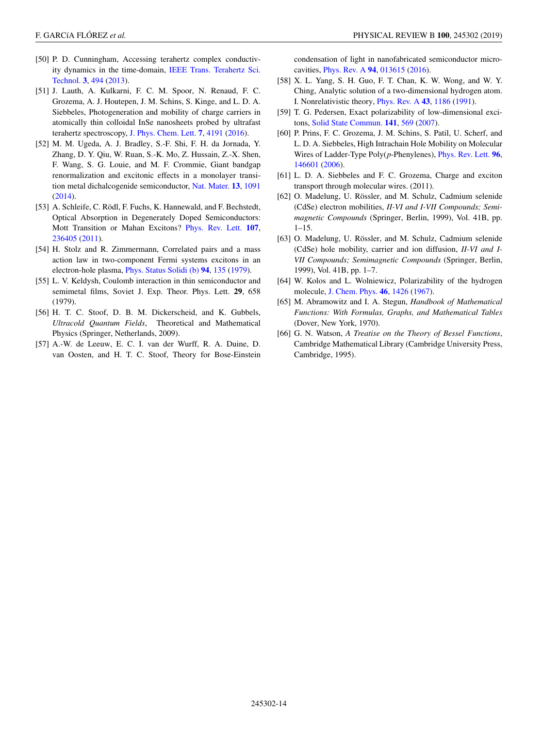[50] P. D. Cunningham, Accessing terahertz complex conductivity dynamics in the time-domain, IEEE Trans. Terahertz Sci. Technol. **3**, 494 (2013).

[51] J. Lauth, A. Kulkarni, F. C. M. Spoor, N. Renaud, F. C. Grozema, A. J. Houtepen, J. M. Schins, S. Kinge, and L. D. A. Siebbeles, Photogeneration and mobility of charge carriers in atomically thin colloidal InSe nanosheets probed by ultrafast terahertz spectroscopy, J. Phys. Chem. Lett. **7**, 4191 (2016).

[52] M. M. Ugeda, A. J. Bradley, S.-F. Shi, F. H. da Jornada, Y. Zhang, D. Y. Qiu, W. Ruan, S.-K. Mo, Z. Hussain, Z.-X. Shen, F. Wang, S. G. Louie, and M. F. Crommie, Giant bandgap renormalization and excitonic effects in a monolayer transition metal dichalcogenide semiconductor, Nat. Mater. **13**, 1091 (2014).

[53] A. Schleife, C. Rödl, F. Fuchs, K. Hannewald, and F. Bechstedt, Optical Absorption in Degenerately Doped Semiconductors: Mott Transition or Mahan Excitons? Phys. Rev. Lett. **107**, 236405 (2011).

[54] H. Stolz and R. Zimmermann, Correlated pairs and a mass action law in two-component Fermi systems excitons in an electron-hole plasma, Phys. Status Solidi (b) **94**, 135 (1979).

[55] L. V. Keldysh, Coulomb interaction in thin semiconductor and semimetal films, Soviet J. Exp. Theor. Phys. Lett. **29**, 658 (1979).

[56] H. T. C. Stoof, D. B. M. Dickerscheid, and K. Gubbels, *Ultracold Quantum Fields*, Theoretical and Mathematical Physics (Springer, Netherlands, 2009).

[57] A.-W. de Leeuw, E. C. I. van der Wurff, R. A. Duine, D. van Oosten, and H. T. C. Stoof, Theory for Bose-Einstein condensation of light in nanofabricated semiconductor microcavities, Phys. Rev. A **94**, 013615 (2016).

[58] X. L. Yang, S. H. Guo, F. T. Chan, K. W. Wong, and W. Y. Ching, Analytic solution of a two-dimensional hydrogen atom. I. Nonrelativistic theory, Phys. Rev. A **43**, 1186 (1991).

[59] T. G. Pedersen, Exact polarizability of low-dimensional excitons, Solid State Commun. **141**, 569 (2007).

[60] P. Prins, F. C. Grozema, J. M. Schins, S. Patil, U. Scherf, and L. D. A. Siebbeles, High Intrachain Hole Mobility on Molecular Wires of Ladder-Type Poly(*p*-Phenylenes), Phys. Rev. Lett. **96**, 146601 (2006).

[61] L. D. A. Siebbeles and F. C. Grozema, Charge and exciton transport through molecular wires. (2011).

[62] O. Madelung, U. Rössler, and M. Schulz, Cadmium selenide (CdSe) electron mobilities, *II-VI and I-VII Compounds; Semimagnetic Compounds* (Springer, Berlin, 1999), Vol. 41B, pp. 1–15.

[63] O. Madelung, U. Rössler, and M. Schulz, Cadmium selenide (CdSe) hole mobility, carrier and ion diffusion, *II-VI and I-VII Compounds; Semimagnetic Compounds* (Springer, Berlin, 1999), Vol. 41B, pp. 1–7.

[64] W. Kolos and L. Wolniewicz, Polarizability of the hydrogen molecule, J. Chem. Phys. **46**, 1426 (1967).

[65] M. Abramowitz and I. A. Stegun, *Handbook of Mathematical Functions: With Formulas, Graphs, and Mathematical Tables* (Dover, New York, 1970).

[66] G. N. Watson, *A Treatise on the Theory of Bessel Functions*, Cambridge Mathematical Library (Cambridge University Press, Cambridge, 1995).